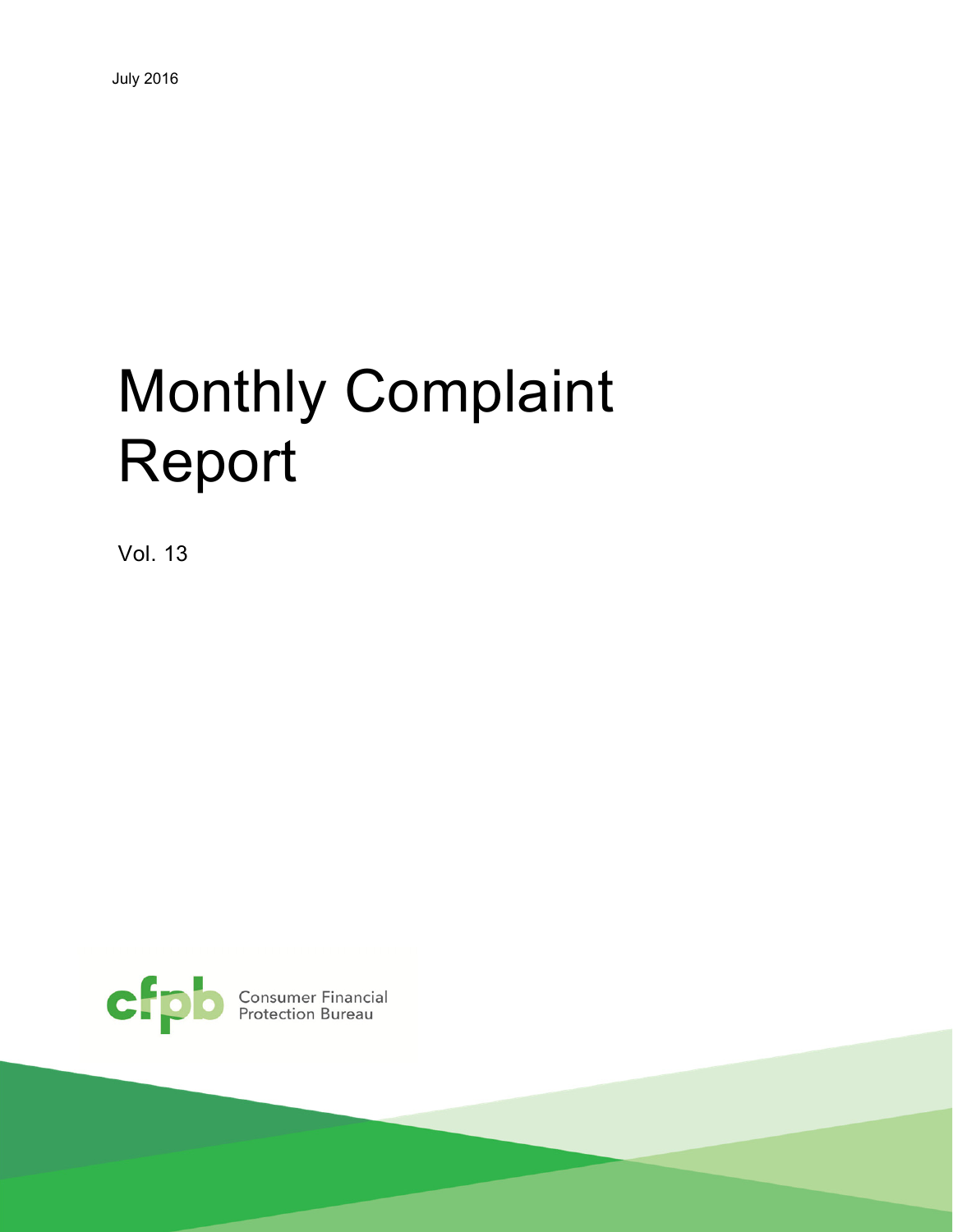July 2016

# Monthly Complaint Report

Vol. 13

Consumer Financial Protection Bureau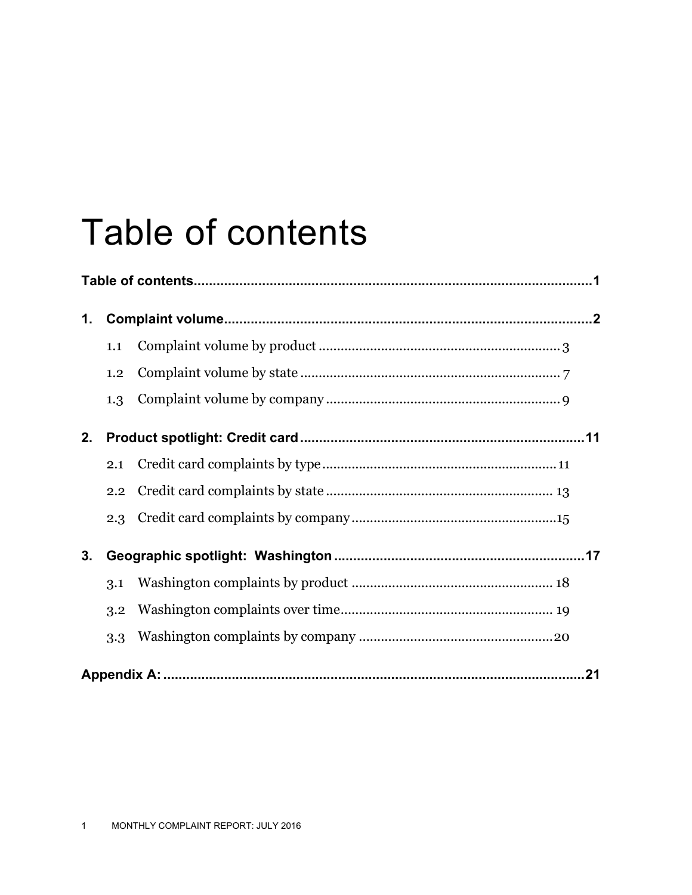# Table of contents

**Table of contents....................................................................................................1**

**1. Complaint volume...............................................................................................2**

- 1.1 Complaint volume by product ................................................................. 3
- 1.2 Complaint volume by state ...................................................................... 7
- 1.3 Complaint volume by company ............................................................... 9

**2. Product spotlight: Credit card ........................................................................11**

- 2.1 Credit card complaints by type ...............................................................11
- 2.2 Credit card complaints by state ............................................................. 13
- 2.3 Credit card complaints by company .......................................................15

**3. Geographic spotlight: Washington ..................................................................17**

- 3.1 Washington complaints by product ...................................................... 18
- 3.2 Washington complaints over time......................................................... 19
- 3.3 Washington complaints by company ....................................................20

**Appendix A: ..............................................................................................................21**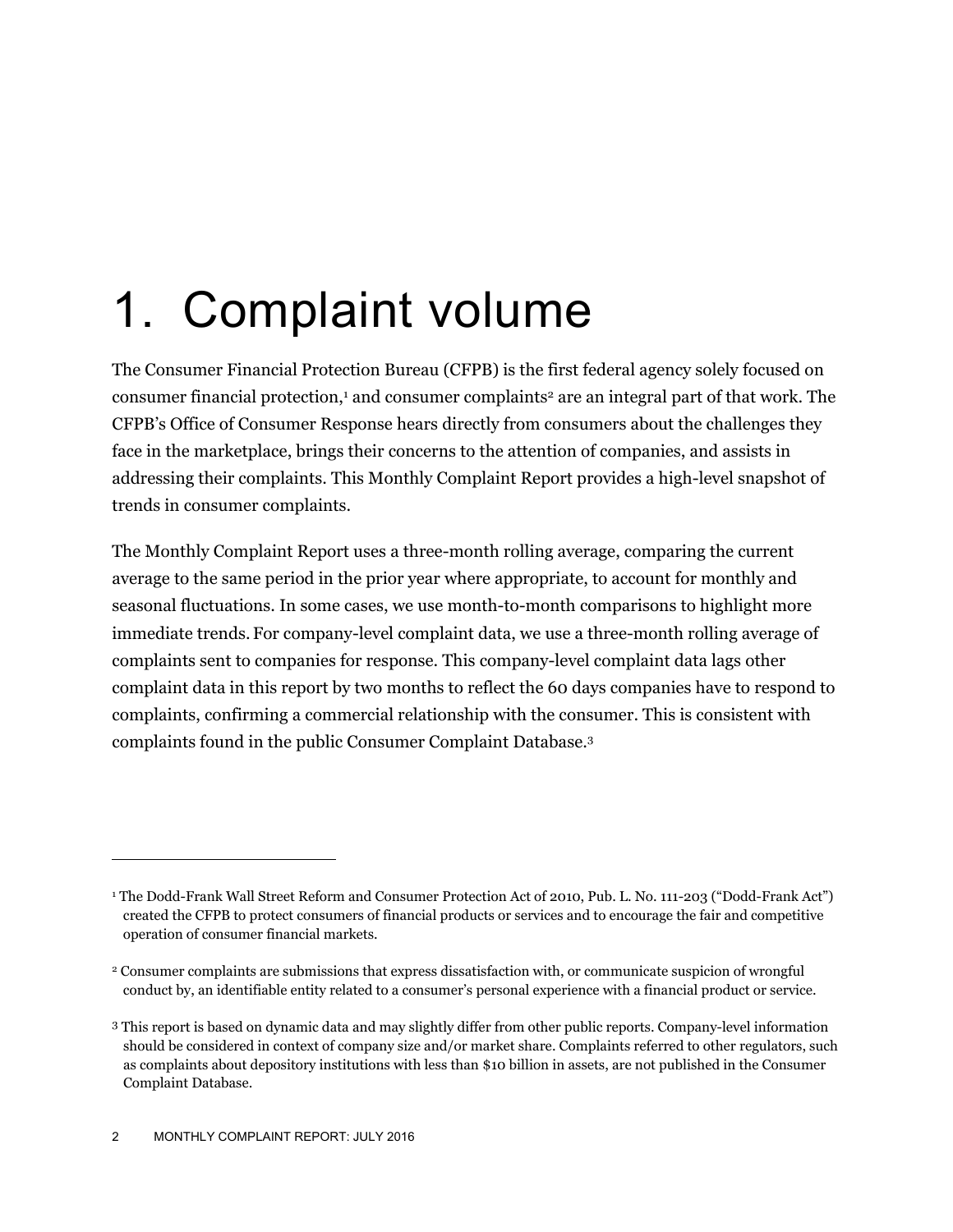# 1. Complaint volume

The Consumer Financial Protection Bureau (CFPB) is the first federal agency solely focused on consumer financial protection,[1] and consumer complaints[2] are an integral part of that work. The CFPB's Office of Consumer Response hears directly from consumers about the challenges they face in the marketplace, brings their concerns to the attention of companies, and assists in addressing their complaints. This Monthly Complaint Report provides a high-level snapshot of trends in consumer complaints.

The Monthly Complaint Report uses a three-month rolling average, comparing the current average to the same period in the prior year where appropriate, to account for monthly and seasonal fluctuations. In some cases, we use month-to-month comparisons to highlight more immediate trends. For company-level complaint data, we use a three-month rolling average of complaints sent to companies for response. This company-level complaint data lags other complaint data in this report by two months to reflect the 60 days companies have to respond to complaints, confirming a commercial relationship with the consumer. This is consistent with complaints found in the public Consumer Complaint Database.[3]

---

[1] The Dodd-Frank Wall Street Reform and Consumer Protection Act of 2010, Pub. L. No. 111-203 ("Dodd-Frank Act") created the CFPB to protect consumers of financial products or services and to encourage the fair and competitive operation of consumer financial markets.

[2] Consumer complaints are submissions that express dissatisfaction with, or communicate suspicion of wrongful conduct by, an identifiable entity related to a consumer's personal experience with a financial product or service.

[3] This report is based on dynamic data and may slightly differ from other public reports. Company-level information should be considered in context of company size and/or market share. Complaints referred to other regulators, such as complaints about depository institutions with less than $10 billion in assets, are not published in the Consumer Complaint Database.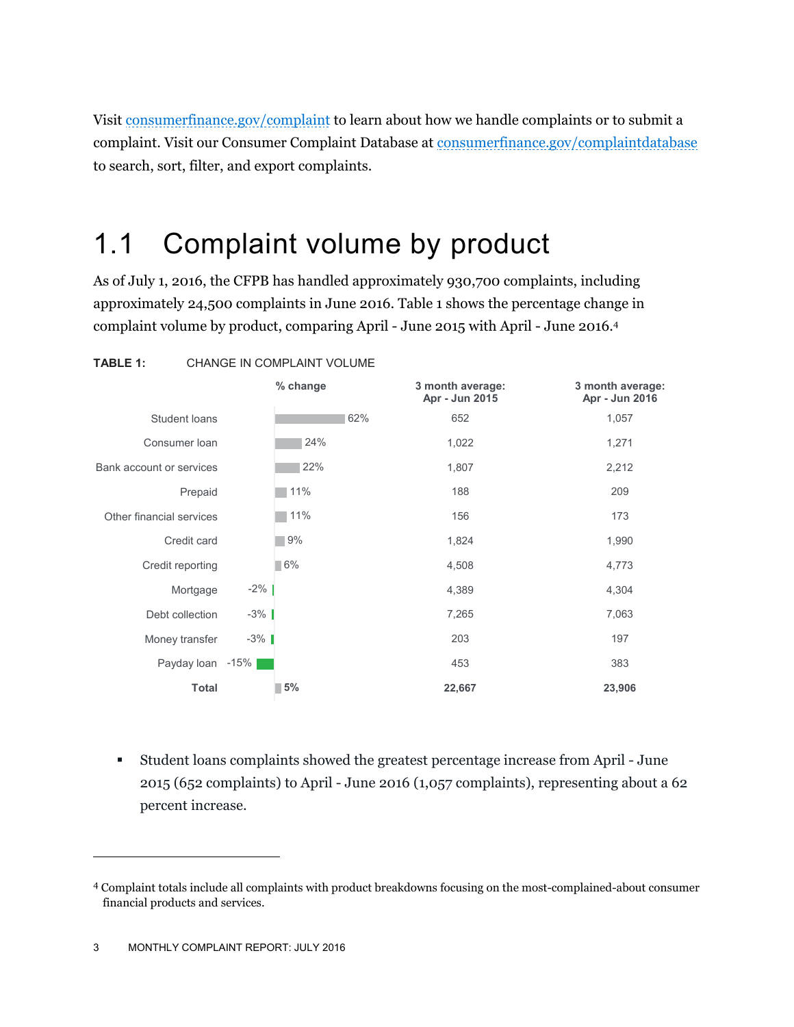Visit consumerfinance.gov/complaint to learn about how we handle complaints or to submit a complaint. Visit our Consumer Complaint Database at consumerfinance.gov/complaintdatabase to search, sort, filter, and export complaints.

## 1.1 Complaint volume by product

As of July 1, 2016, the CFPB has handled approximately 930,700 complaints, including approximately 24,500 complaints in June 2016. Table 1 shows the percentage change in complaint volume by product, comparing April - June 2015 with April - June 2016.[4]

**TABLE 1:** CHANGE IN COMPLAINT VOLUME

| | % change | 3 month average: Apr - Jun 2015 | 3 month average: Apr - Jun 2016 |
|---|---|---|---|
| Student loans | 62% | 652 | 1,057 |
| Consumer loan | 24% | 1,022 | 1,271 |
| Bank account or services | 22% | 1,807 | 2,212 |
| Prepaid | 11% | 188 | 209 |
| Other financial services | 11% | 156 | 173 |
| Credit card | 9% | 1,824 | 1,990 |
| Credit reporting | 6% | 4,508 | 4,773 |
| Mortgage | -2% | 4,389 | 4,304 |
| Debt collection | -3% | 7,265 | 7,063 |
| Money transfer | -3% | 203 | 197 |
| Payday loan | -15% | 453 | 383 |
| **Total** | **5%** | **22,667** | **23,906** |

- Student loans complaints showed the greatest percentage increase from April - June 2015 (652 complaints) to April - June 2016 (1,057 complaints), representing about a 62 percent increase.

[4] Complaint totals include all complaints with product breakdowns focusing on the most-complained-about consumer financial products and services.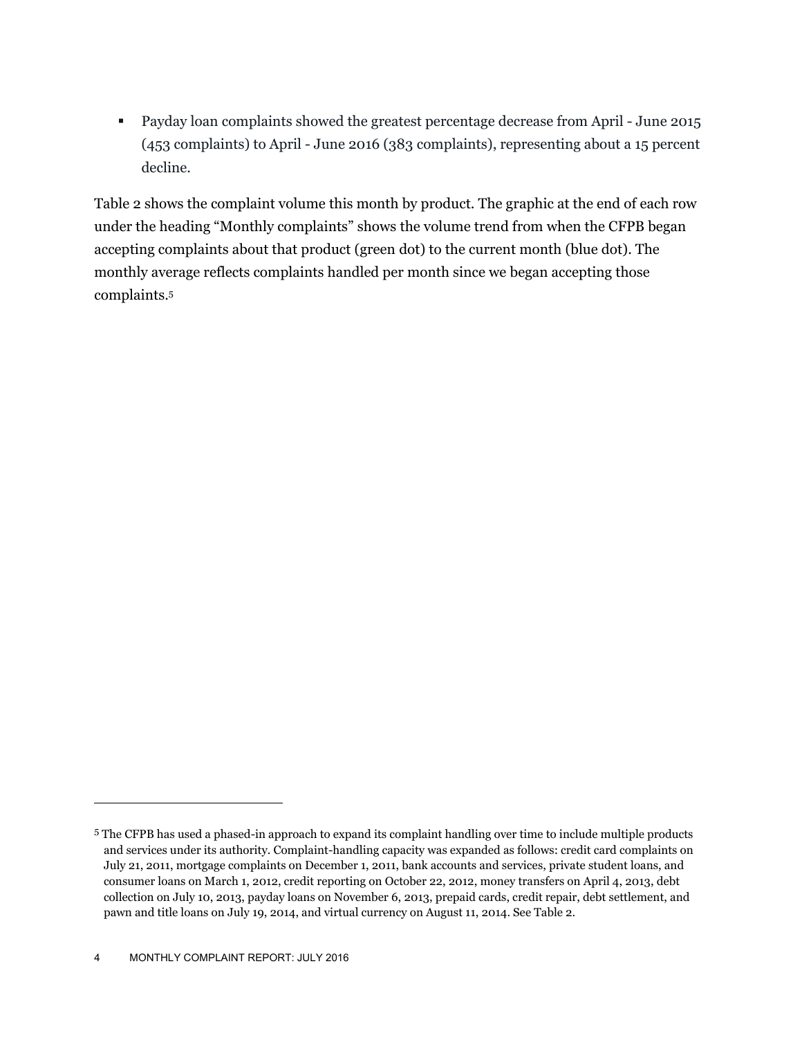- Payday loan complaints showed the greatest percentage decrease from April - June 2015 (453 complaints) to April - June 2016 (383 complaints), representing about a 15 percent decline.

Table 2 shows the complaint volume this month by product. The graphic at the end of each row under the heading "Monthly complaints" shows the volume trend from when the CFPB began accepting complaints about that product (green dot) to the current month (blue dot). The monthly average reflects complaints handled per month since we began accepting those complaints.[5]

---

[5] The CFPB has used a phased-in approach to expand its complaint handling over time to include multiple products and services under its authority. Complaint-handling capacity was expanded as follows: credit card complaints on July 21, 2011, mortgage complaints on December 1, 2011, bank accounts and services, private student loans, and consumer loans on March 1, 2012, credit reporting on October 22, 2012, money transfers on April 4, 2013, debt collection on July 10, 2013, payday loans on November 6, 2013, prepaid cards, credit repair, debt settlement, and pawn and title loans on July 19, 2014, and virtual currency on August 11, 2014. See Table 2.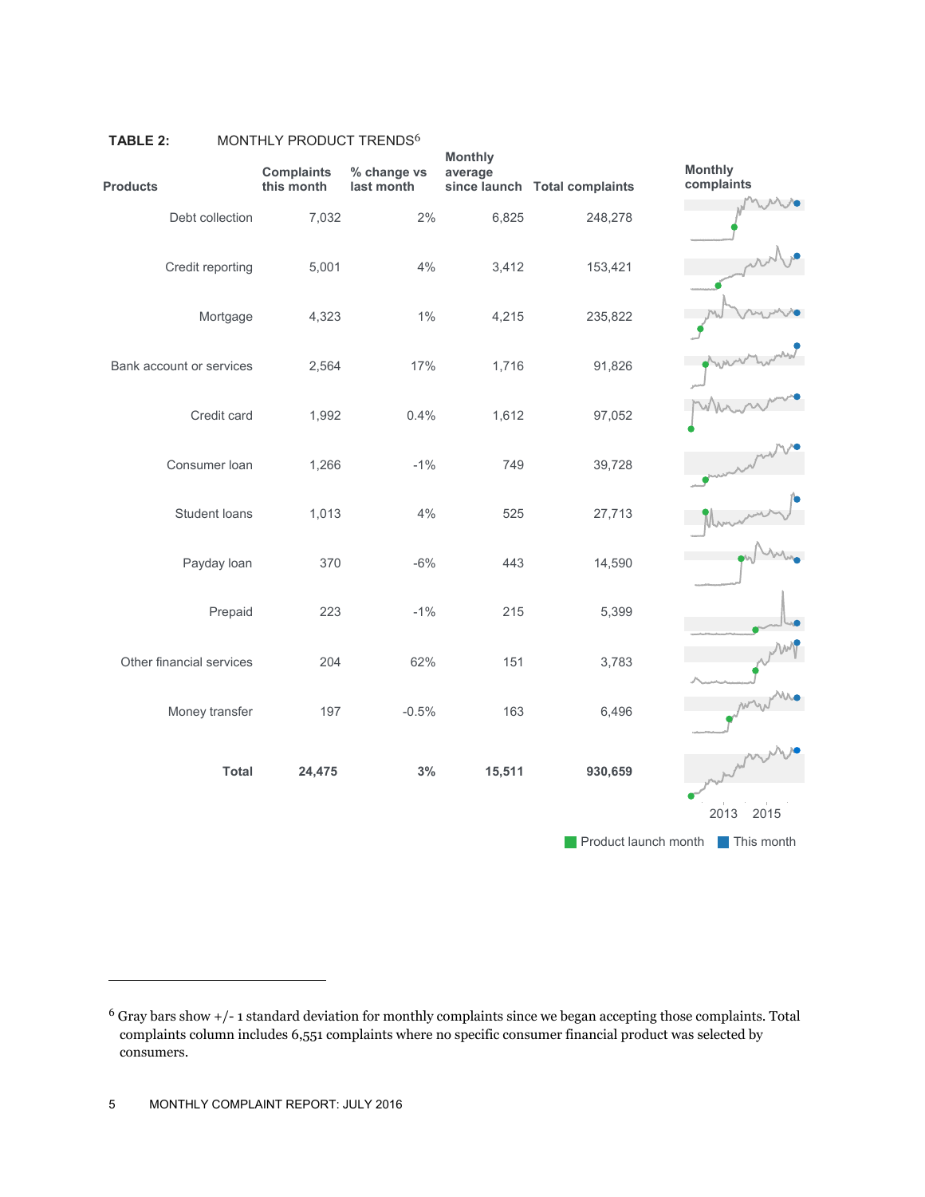**TABLE 2:** MONTHLY PRODUCT TRENDS[6]

| Products | Complaints this month | % change vs last month | Monthly average since launch | Total complaints | Monthly complaints |
|---|---|---|---|---|---|
| Debt collection | 7,032 | 2% | 6,825 | 248,278 | |
| Credit reporting | 5,001 | 4% | 3,412 | 153,421 | |
| Mortgage | 4,323 | 1% | 4,215 | 235,822 | |
| Bank account or services | 2,564 | 17% | 1,716 | 91,826 | |
| Credit card | 1,992 | 0.4% | 1,612 | 97,052 | |
| Consumer loan | 1,266 | -1% | 749 | 39,728 | |
| Student loans | 1,013 | 4% | 525 | 27,713 | |
| Payday loan | 370 | -6% | 443 | 14,590 | |
| Prepaid | 223 | -1% | 215 | 5,399 | |
| Other financial services | 204 | 62% | 151 | 3,783 | |
| Money transfer | 197 | -0.5% | 163 | 6,496 | |
| **Total** | **24,475** | **3%** | **15,511** | **930,659** | |

2013 2015

Product launch month / This month

[6] Gray bars show +/- 1 standard deviation for monthly complaints since we began accepting those complaints. Total complaints column includes 6,551 complaints where no specific consumer financial product was selected by consumers.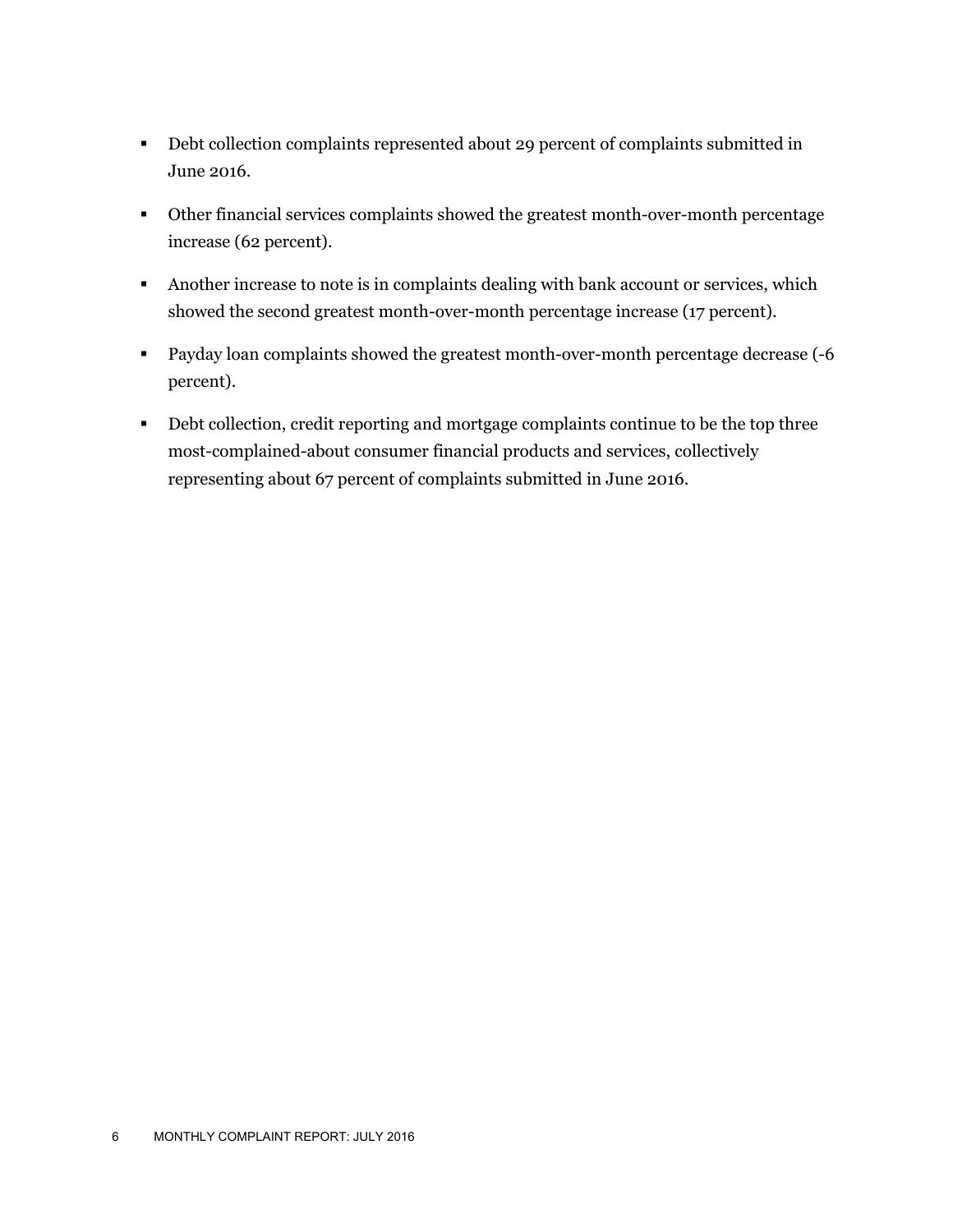- Debt collection complaints represented about 29 percent of complaints submitted in June 2016.
- Other financial services complaints showed the greatest month-over-month percentage increase (62 percent).
- Another increase to note is in complaints dealing with bank account or services, which showed the second greatest month-over-month percentage increase (17 percent).
- Payday loan complaints showed the greatest month-over-month percentage decrease (-6 percent).
- Debt collection, credit reporting and mortgage complaints continue to be the top three most-complained-about consumer financial products and services, collectively representing about 67 percent of complaints submitted in June 2016.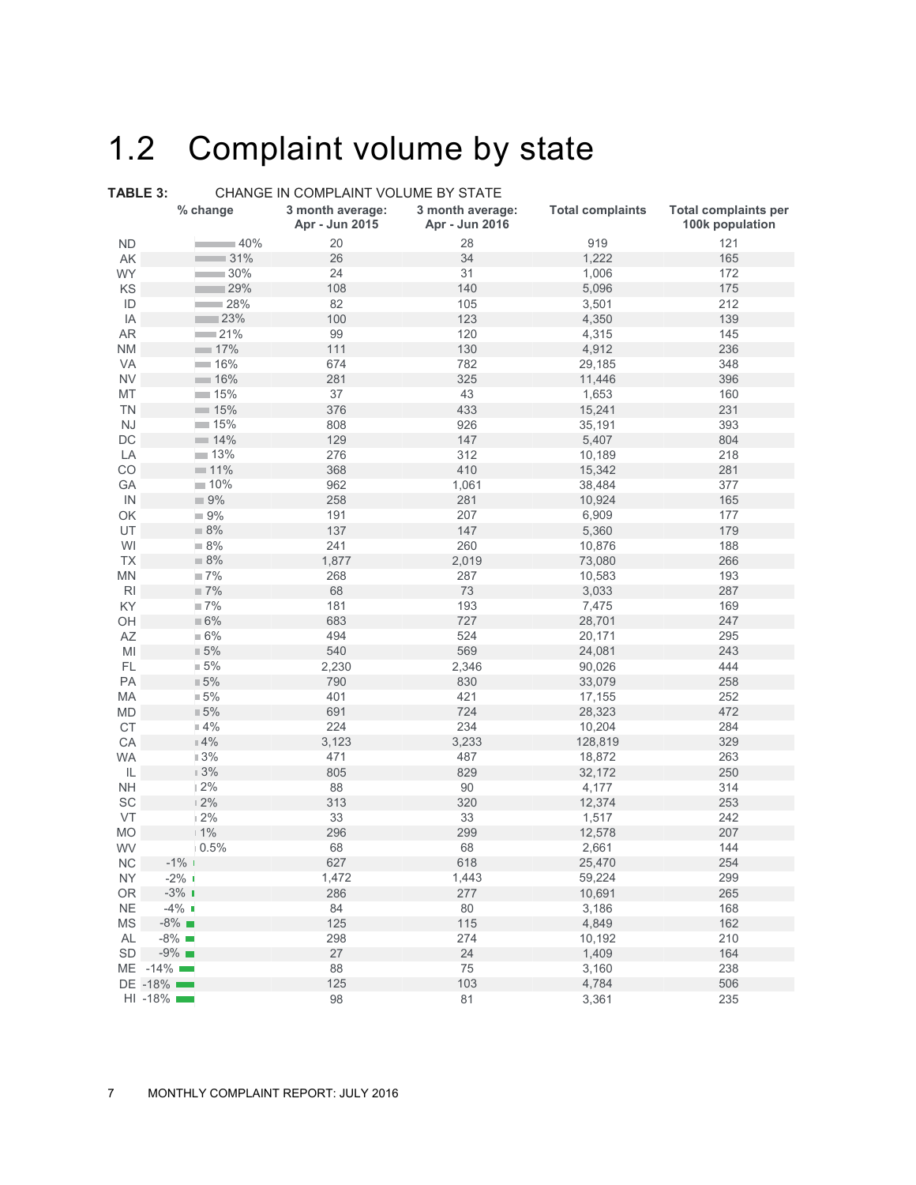## 1.2 Complaint volume by state

**TABLE 3:** CHANGE IN COMPLAINT VOLUME BY STATE

| | % change | 3 month average: Apr - Jun 2015 | 3 month average: Apr - Jun 2016 | Total complaints | Total complaints per 100k population |
|---|---|---|---|---|---|
| ND | 40% | 20 | 28 | 919 | 121 |
| AK | 31% | 26 | 34 | 1,222 | 165 |
| WY | 30% | 24 | 31 | 1,006 | 172 |
| KS | 29% | 108 | 140 | 5,096 | 175 |
| ID | 28% | 82 | 105 | 3,501 | 212 |
| IA | 23% | 100 | 123 | 4,350 | 139 |
| AR | 21% | 99 | 120 | 4,315 | 145 |
| NM | 17% | 111 | 130 | 4,912 | 236 |
| VA | 16% | 674 | 782 | 29,185 | 348 |
| NV | 16% | 281 | 325 | 11,446 | 396 |
| MT | 15% | 37 | 43 | 1,653 | 160 |
| TN | 15% | 376 | 433 | 15,241 | 231 |
| NJ | 15% | 808 | 926 | 35,191 | 393 |
| DC | 14% | 129 | 147 | 5,407 | 804 |
| LA | 13% | 276 | 312 | 10,189 | 218 |
| CO | 11% | 368 | 410 | 15,342 | 281 |
| GA | 10% | 962 | 1,061 | 38,484 | 377 |
| IN | 9% | 258 | 281 | 10,924 | 165 |
| OK | 9% | 191 | 207 | 6,909 | 177 |
| UT | 8% | 137 | 147 | 5,360 | 179 |
| WI | 8% | 241 | 260 | 10,876 | 188 |
| TX | 8% | 1,877 | 2,019 | 73,080 | 266 |
| MN | 7% | 268 | 287 | 10,583 | 193 |
| RI | 7% | 68 | 73 | 3,033 | 287 |
| KY | 7% | 181 | 193 | 7,475 | 169 |
| OH | 6% | 683 | 727 | 28,701 | 247 |
| AZ | 6% | 494 | 524 | 20,171 | 295 |
| MI | 5% | 540 | 569 | 24,081 | 243 |
| FL | 5% | 2,230 | 2,346 | 90,026 | 444 |
| PA | 5% | 790 | 830 | 33,079 | 258 |
| MA | 5% | 401 | 421 | 17,155 | 252 |
| MD | 5% | 691 | 724 | 28,323 | 472 |
| CT | 4% | 224 | 234 | 10,204 | 284 |
| CA | 4% | 3,123 | 3,233 | 128,819 | 329 |
| WA | 3% | 471 | 487 | 18,872 | 263 |
| IL | 3% | 805 | 829 | 32,172 | 250 |
| NH | 2% | 88 | 90 | 4,177 | 314 |
| SC | 2% | 313 | 320 | 12,374 | 253 |
| VT | 2% | 33 | 33 | 1,517 | 242 |
| MO | 1% | 296 | 299 | 12,578 | 207 |
| WV | 0.5% | 68 | 68 | 2,661 | 144 |
| NC | -1% | 627 | 618 | 25,470 | 254 |
| NY | -2% | 1,472 | 1,443 | 59,224 | 299 |
| OR | -3% | 286 | 277 | 10,691 | 265 |
| NE | -4% | 84 | 80 | 3,186 | 168 |
| MS | -8% | 125 | 115 | 4,849 | 162 |
| AL | -8% | 298 | 274 | 10,192 | 210 |
| SD | -9% | 27 | 24 | 1,409 | 164 |
| ME | -14% | 88 | 75 | 3,160 | 238 |
| DE | -18% | 125 | 103 | 4,784 | 506 |
| HI | -18% | 98 | 81 | 3,361 | 235 |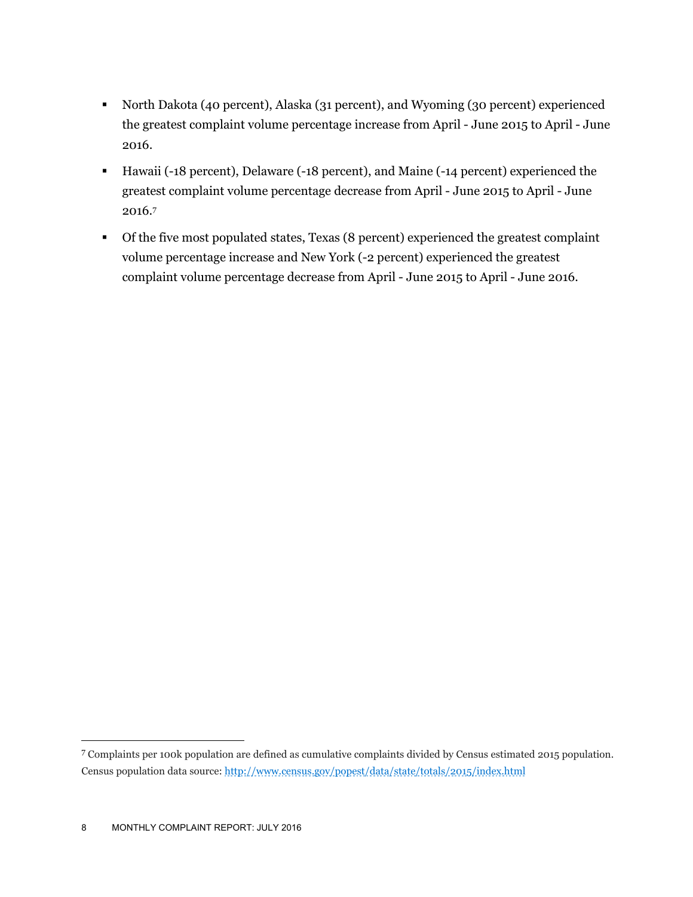- North Dakota (40 percent), Alaska (31 percent), and Wyoming (30 percent) experienced the greatest complaint volume percentage increase from April - June 2015 to April - June 2016.
- Hawaii (-18 percent), Delaware (-18 percent), and Maine (-14 percent) experienced the greatest complaint volume percentage decrease from April - June 2015 to April - June 2016.[7]
- Of the five most populated states, Texas (8 percent) experienced the greatest complaint volume percentage increase and New York (-2 percent) experienced the greatest complaint volume percentage decrease from April - June 2015 to April - June 2016.

---

[7] Complaints per 100k population are defined as cumulative complaints divided by Census estimated 2015 population. Census population data source: http://www.census.gov/popest/data/state/totals/2015/index.html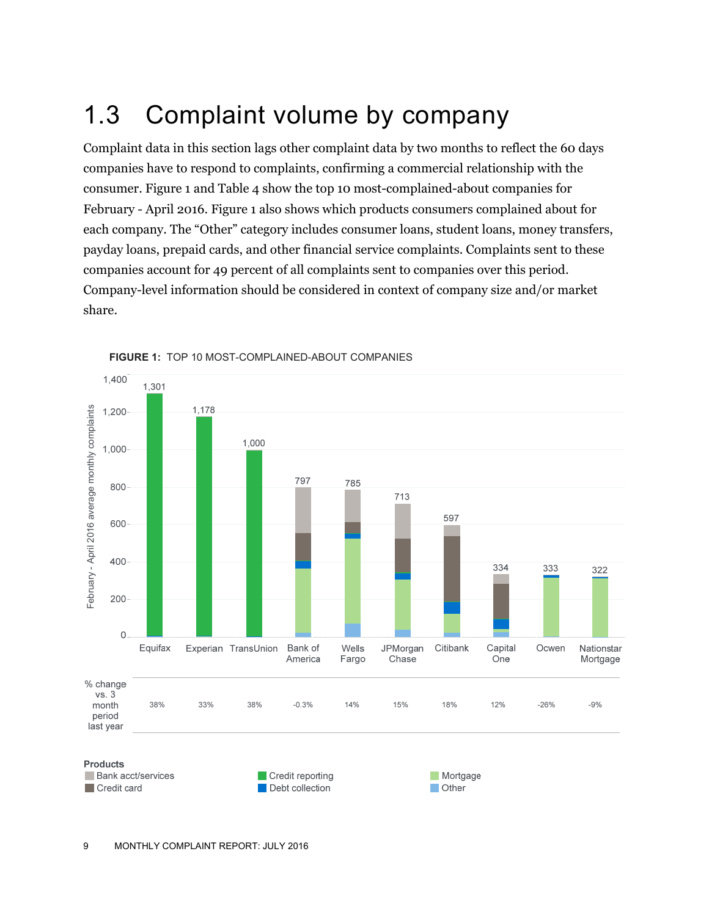## 1.3 Complaint volume by company

Complaint data in this section lags other complaint data by two months to reflect the 60 days companies have to respond to complaints, confirming a commercial relationship with the consumer. Figure 1 and Table 4 show the top 10 most-complained-about companies for February - April 2016. Figure 1 also shows which products consumers complained about for each company. The "Other" category includes consumer loans, student loans, money transfers, payday loans, prepaid cards, and other financial service complaints. Complaints sent to these companies account for 49 percent of all complaints sent to companies over this period. Company-level information should be considered in context of company size and/or market share.

**FIGURE 1:** TOP 10 MOST-COMPLAINED-ABOUT COMPANIES

| | Equifax | Experian | TransUnion | Bank of America | Wells Fargo | JPMorgan Chase | Citibank | Capital One | Ocwen | Nationstar Mortgage |
|---|---|---|---|---|---|---|---|---|---|---|
| February - April 2016 average monthly complaints | 1,301 | 1,178 | 1,000 | 797 | 785 | 713 | 597 | 334 | 333 | 322 |
| % change vs. 3 month period last year | 38% | 33% | 38% | -0.3% | 14% | 15% | 18% | 12% | -26% | -9% |

Products: Bank acct/services, Credit card, Credit reporting, Debt collection, Mortgage, Other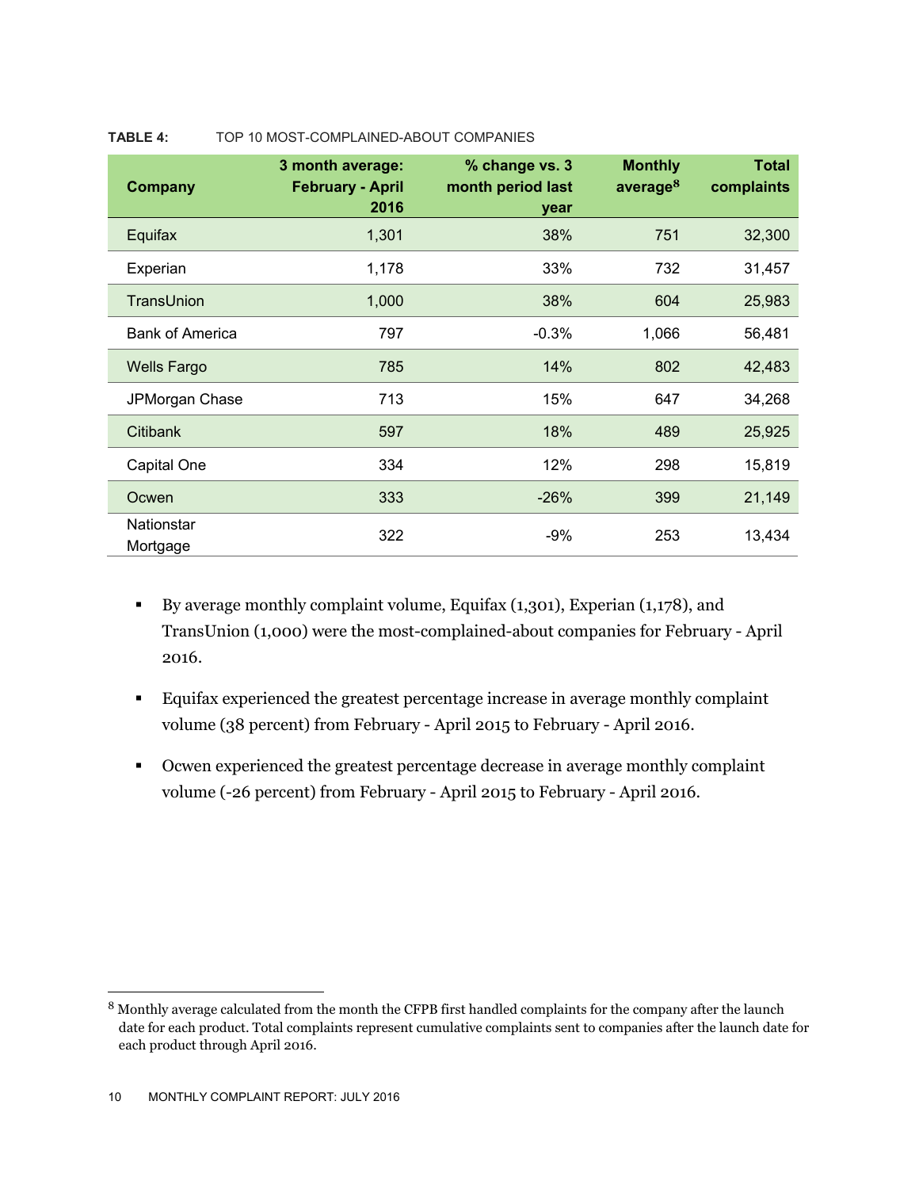**TABLE 4:** TOP 10 MOST-COMPLAINED-ABOUT COMPANIES

| Company | 3 month average: February - April 2016 | % change vs. 3 month period last year | Monthly average[8] | Total complaints |
|---|---|---|---|---|
| Equifax | 1,301 | 38% | 751 | 32,300 |
| Experian | 1,178 | 33% | 732 | 31,457 |
| TransUnion | 1,000 | 38% | 604 | 25,983 |
| Bank of America | 797 | -0.3% | 1,066 | 56,481 |
| Wells Fargo | 785 | 14% | 802 | 42,483 |
| JPMorgan Chase | 713 | 15% | 647 | 34,268 |
| Citibank | 597 | 18% | 489 | 25,925 |
| Capital One | 334 | 12% | 298 | 15,819 |
| Ocwen | 333 | -26% | 399 | 21,149 |
| Nationstar Mortgage | 322 | -9% | 253 | 13,434 |

- By average monthly complaint volume, Equifax (1,301), Experian (1,178), and TransUnion (1,000) were the most-complained-about companies for February - April 2016.
- Equifax experienced the greatest percentage increase in average monthly complaint volume (38 percent) from February - April 2015 to February - April 2016.
- Ocwen experienced the greatest percentage decrease in average monthly complaint volume (-26 percent) from February - April 2015 to February - April 2016.

[8] Monthly average calculated from the month the CFPB first handled complaints for the company after the launch date for each product. Total complaints represent cumulative complaints sent to companies after the launch date for each product through April 2016.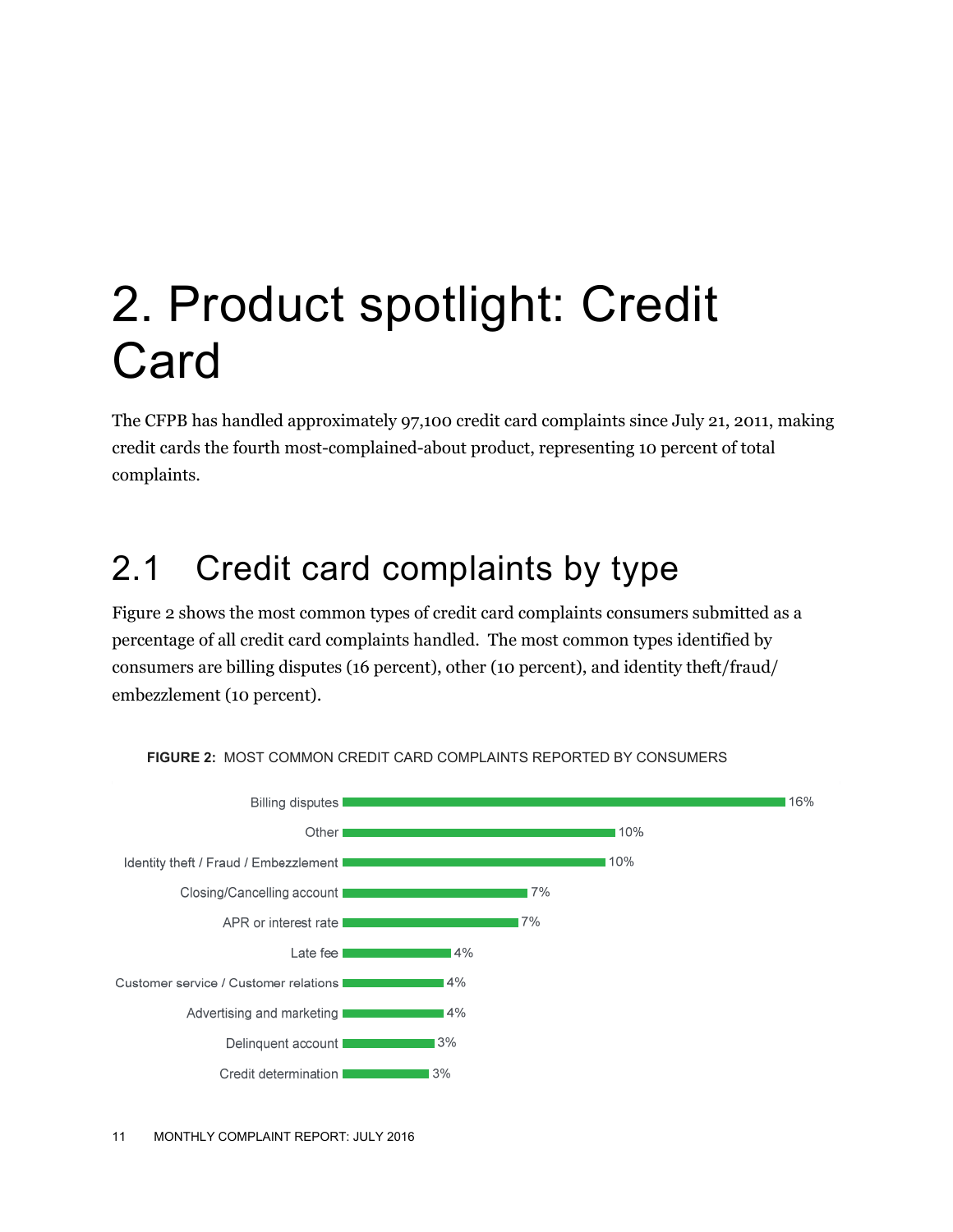# 2. Product spotlight: Credit Card

The CFPB has handled approximately 97,100 credit card complaints since July 21, 2011, making credit cards the fourth most-complained-about product, representing 10 percent of total complaints.

## 2.1 Credit card complaints by type

Figure 2 shows the most common types of credit card complaints consumers submitted as a percentage of all credit card complaints handled. The most common types identified by consumers are billing disputes (16 percent), other (10 percent), and identity theft/fraud/embezzlement (10 percent).

**FIGURE 2:** MOST COMMON CREDIT CARD COMPLAINTS REPORTED BY CONSUMERS

| Complaint type | Percent |
|---|---|
| Billing disputes | 16% |
| Other | 10% |
| Identity theft / Fraud / Embezzlement | 10% |
| Closing/Cancelling account | 7% |
| APR or interest rate | 7% |
| Late fee | 4% |
| Customer service / Customer relations | 4% |
| Advertising and marketing | 4% |
| Delinquent account | 3% |
| Credit determination | 3% |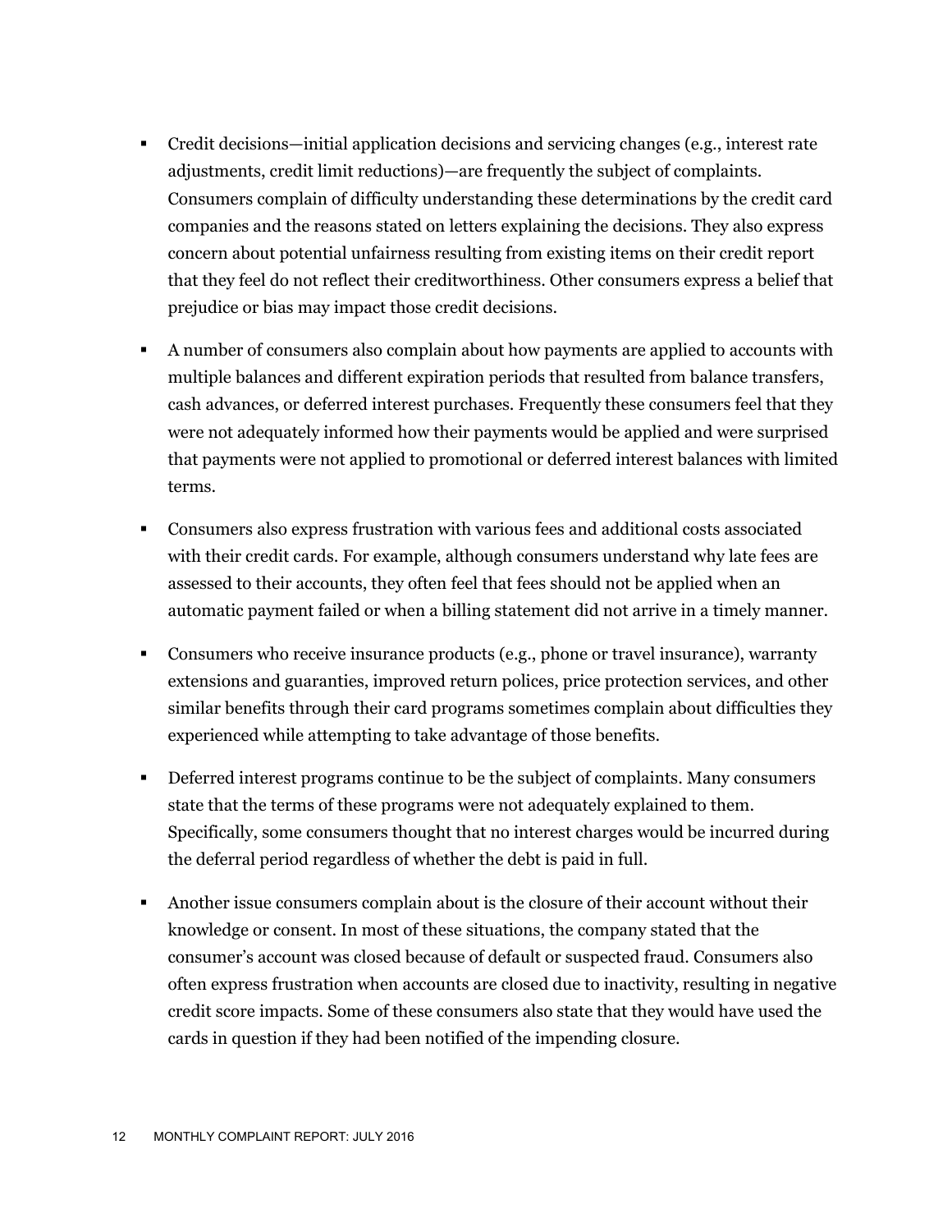- Credit decisions—initial application decisions and servicing changes (e.g., interest rate adjustments, credit limit reductions)—are frequently the subject of complaints. Consumers complain of difficulty understanding these determinations by the credit card companies and the reasons stated on letters explaining the decisions. They also express concern about potential unfairness resulting from existing items on their credit report that they feel do not reflect their creditworthiness. Other consumers express a belief that prejudice or bias may impact those credit decisions.

- A number of consumers also complain about how payments are applied to accounts with multiple balances and different expiration periods that resulted from balance transfers, cash advances, or deferred interest purchases. Frequently these consumers feel that they were not adequately informed how their payments would be applied and were surprised that payments were not applied to promotional or deferred interest balances with limited terms.

- Consumers also express frustration with various fees and additional costs associated with their credit cards. For example, although consumers understand why late fees are assessed to their accounts, they often feel that fees should not be applied when an automatic payment failed or when a billing statement did not arrive in a timely manner.

- Consumers who receive insurance products (e.g., phone or travel insurance), warranty extensions and guaranties, improved return polices, price protection services, and other similar benefits through their card programs sometimes complain about difficulties they experienced while attempting to take advantage of those benefits.

- Deferred interest programs continue to be the subject of complaints. Many consumers state that the terms of these programs were not adequately explained to them. Specifically, some consumers thought that no interest charges would be incurred during the deferral period regardless of whether the debt is paid in full.

- Another issue consumers complain about is the closure of their account without their knowledge or consent. In most of these situations, the company stated that the consumer's account was closed because of default or suspected fraud. Consumers also often express frustration when accounts are closed due to inactivity, resulting in negative credit score impacts. Some of these consumers also state that they would have used the cards in question if they had been notified of the impending closure.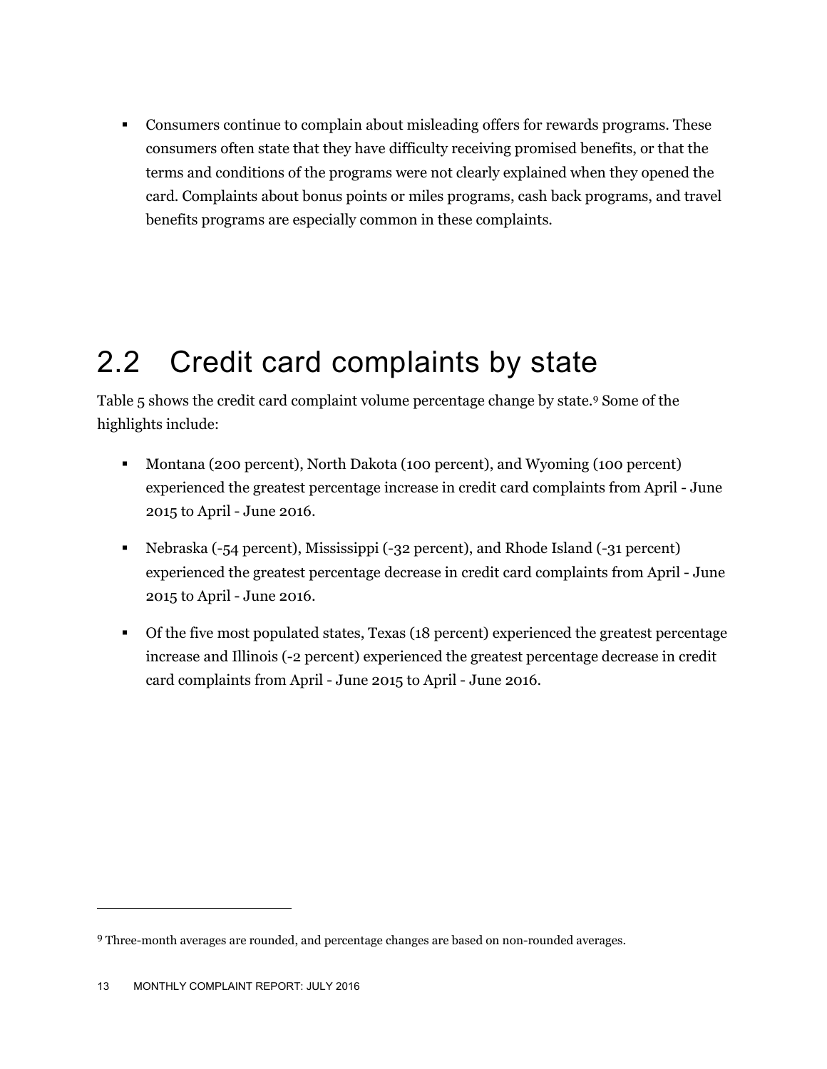- Consumers continue to complain about misleading offers for rewards programs. These consumers often state that they have difficulty receiving promised benefits, or that the terms and conditions of the programs were not clearly explained when they opened the card. Complaints about bonus points or miles programs, cash back programs, and travel benefits programs are especially common in these complaints.

## 2.2 Credit card complaints by state

Table 5 shows the credit card complaint volume percentage change by state.[9] Some of the highlights include:

- Montana (200 percent), North Dakota (100 percent), and Wyoming (100 percent) experienced the greatest percentage increase in credit card complaints from April - June 2015 to April - June 2016.
- Nebraska (-54 percent), Mississippi (-32 percent), and Rhode Island (-31 percent) experienced the greatest percentage decrease in credit card complaints from April - June 2015 to April - June 2016.
- Of the five most populated states, Texas (18 percent) experienced the greatest percentage increase and Illinois (-2 percent) experienced the greatest percentage decrease in credit card complaints from April - June 2015 to April - June 2016.

[9] Three-month averages are rounded, and percentage changes are based on non-rounded averages.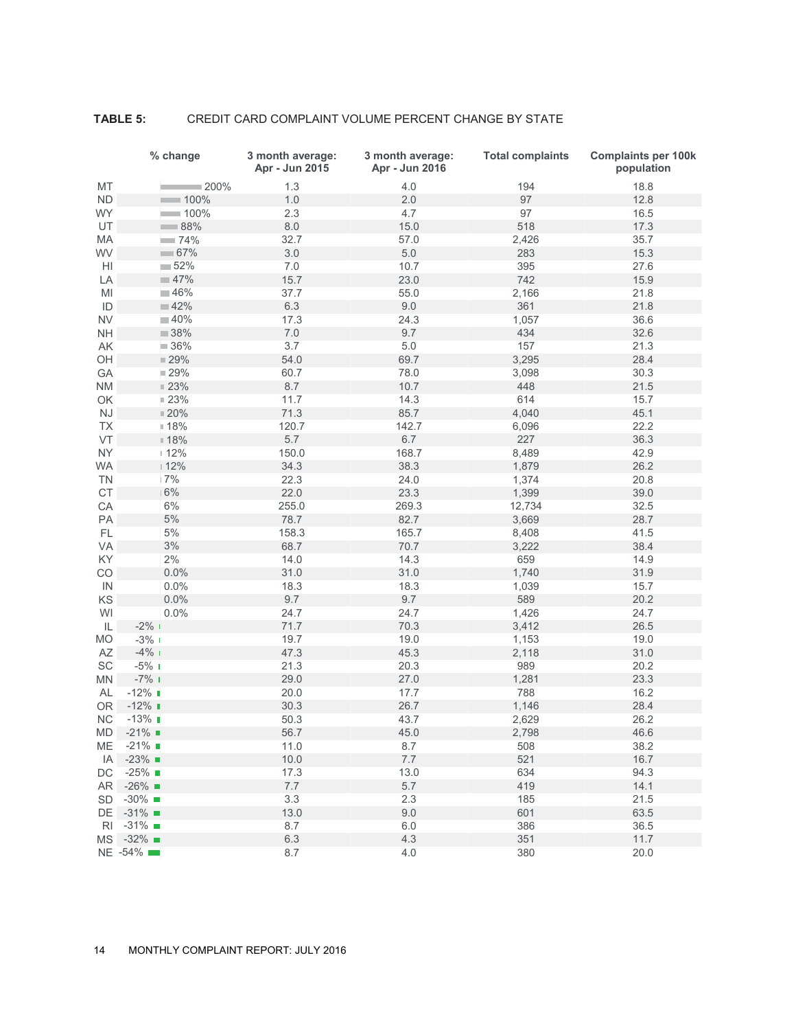**TABLE 5:** CREDIT CARD COMPLAINT VOLUME PERCENT CHANGE BY STATE

| | % change | 3 month average: Apr - Jun 2015 | 3 month average: Apr - Jun 2016 | Total complaints | Complaints per 100k population |
|---|---|---|---|---|---|
| MT | 200% | 1.3 | 4.0 | 194 | 18.8 |
| ND | 100% | 1.0 | 2.0 | 97 | 12.8 |
| WY | 100% | 2.3 | 4.7 | 97 | 16.5 |
| UT | 88% | 8.0 | 15.0 | 518 | 17.3 |
| MA | 74% | 32.7 | 57.0 | 2,426 | 35.7 |
| WV | 67% | 3.0 | 5.0 | 283 | 15.3 |
| HI | 52% | 7.0 | 10.7 | 395 | 27.6 |
| LA | 47% | 15.7 | 23.0 | 742 | 15.9 |
| MI | 46% | 37.7 | 55.0 | 2,166 | 21.8 |
| ID | 42% | 6.3 | 9.0 | 361 | 21.8 |
| NV | 40% | 17.3 | 24.3 | 1,057 | 36.6 |
| NH | 38% | 7.0 | 9.7 | 434 | 32.6 |
| AK | 36% | 3.7 | 5.0 | 157 | 21.3 |
| OH | 29% | 54.0 | 69.7 | 3,295 | 28.4 |
| GA | 29% | 60.7 | 78.0 | 3,098 | 30.3 |
| NM | 23% | 8.7 | 10.7 | 448 | 21.5 |
| OK | 23% | 11.7 | 14.3 | 614 | 15.7 |
| NJ | 20% | 71.3 | 85.7 | 4,040 | 45.1 |
| TX | 18% | 120.7 | 142.7 | 6,096 | 22.2 |
| VT | 18% | 5.7 | 6.7 | 227 | 36.3 |
| NY | 12% | 150.0 | 168.7 | 8,489 | 42.9 |
| WA | 12% | 34.3 | 38.3 | 1,879 | 26.2 |
| TN | 7% | 22.3 | 24.0 | 1,374 | 20.8 |
| CT | 6% | 22.0 | 23.3 | 1,399 | 39.0 |
| CA | 6% | 255.0 | 269.3 | 12,734 | 32.5 |
| PA | 5% | 78.7 | 82.7 | 3,669 | 28.7 |
| FL | 5% | 158.3 | 165.7 | 8,408 | 41.5 |
| VA | 3% | 68.7 | 70.7 | 3,222 | 38.4 |
| KY | 2% | 14.0 | 14.3 | 659 | 14.9 |
| CO | 0.0% | 31.0 | 31.0 | 1,740 | 31.9 |
| IN | 0.0% | 18.3 | 18.3 | 1,039 | 15.7 |
| KS | 0.0% | 9.7 | 9.7 | 589 | 20.2 |
| WI | 0.0% | 24.7 | 24.7 | 1,426 | 24.7 |
| IL | -2% | 71.7 | 70.3 | 3,412 | 26.5 |
| MO | -3% | 19.7 | 19.0 | 1,153 | 19.0 |
| AZ | -4% | 47.3 | 45.3 | 2,118 | 31.0 |
| SC | -5% | 21.3 | 20.3 | 989 | 20.2 |
| MN | -7% | 29.0 | 27.0 | 1,281 | 23.3 |
| AL | -12% | 20.0 | 17.7 | 788 | 16.2 |
| OR | -12% | 30.3 | 26.7 | 1,146 | 28.4 |
| NC | -13% | 50.3 | 43.7 | 2,629 | 26.2 |
| MD | -21% | 56.7 | 45.0 | 2,798 | 46.6 |
| ME | -21% | 11.0 | 8.7 | 508 | 38.2 |
| IA | -23% | 10.0 | 7.7 | 521 | 16.7 |
| DC | -25% | 17.3 | 13.0 | 634 | 94.3 |
| AR | -26% | 7.7 | 5.7 | 419 | 14.1 |
| SD | -30% | 3.3 | 2.3 | 185 | 21.5 |
| DE | -31% | 13.0 | 9.0 | 601 | 63.5 |
| RI | -31% | 8.7 | 6.0 | 386 | 36.5 |
| MS | -32% | 6.3 | 4.3 | 351 | 11.7 |
| NE | -54% | 8.7 | 4.0 | 380 | 20.0 |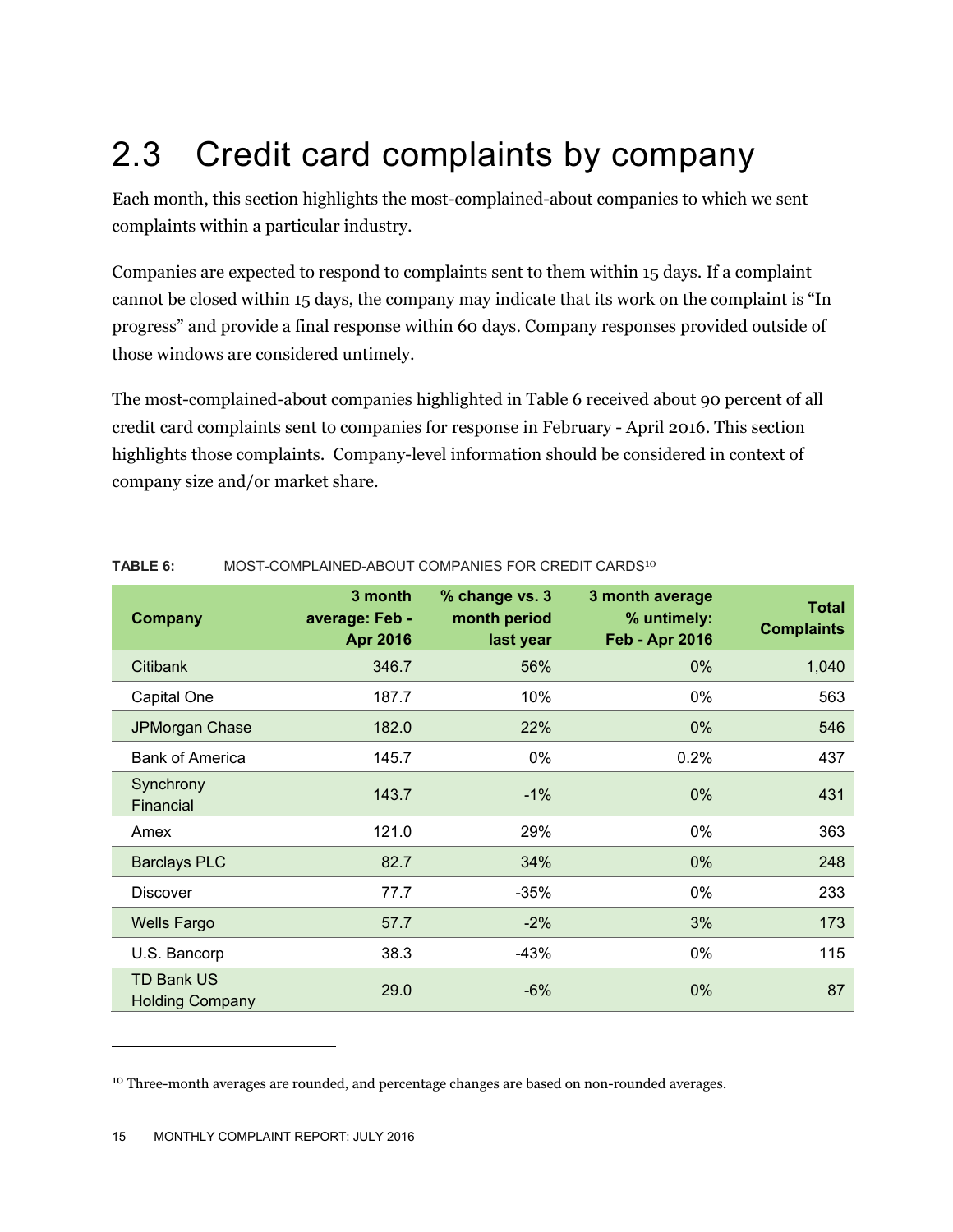## 2.3 Credit card complaints by company

Each month, this section highlights the most-complained-about companies to which we sent complaints within a particular industry.

Companies are expected to respond to complaints sent to them within 15 days. If a complaint cannot be closed within 15 days, the company may indicate that its work on the complaint is "In progress" and provide a final response within 60 days. Company responses provided outside of those windows are considered untimely.

The most-complained-about companies highlighted in Table 6 received about 90 percent of all credit card complaints sent to companies for response in February - April 2016. This section highlights those complaints. Company-level information should be considered in context of company size and/or market share.

**TABLE 6:** MOST-COMPLAINED-ABOUT COMPANIES FOR CREDIT CARDS[10]

| Company | 3 month average: Feb - Apr 2016 | % change vs. 3 month period last year | 3 month average % untimely: Feb - Apr 2016 | Total Complaints |
|---|---|---|---|---|
| Citibank | 346.7 | 56% | 0% | 1,040 |
| Capital One | 187.7 | 10% | 0% | 563 |
| JPMorgan Chase | 182.0 | 22% | 0% | 546 |
| Bank of America | 145.7 | 0% | 0.2% | 437 |
| Synchrony Financial | 143.7 | -1% | 0% | 431 |
| Amex | 121.0 | 29% | 0% | 363 |
| Barclays PLC | 82.7 | 34% | 0% | 248 |
| Discover | 77.7 | -35% | 0% | 233 |
| Wells Fargo | 57.7 | -2% | 3% | 173 |
| U.S. Bancorp | 38.3 | -43% | 0% | 115 |
| TD Bank US Holding Company | 29.0 | -6% | 0% | 87 |

[10] Three-month averages are rounded, and percentage changes are based on non-rounded averages.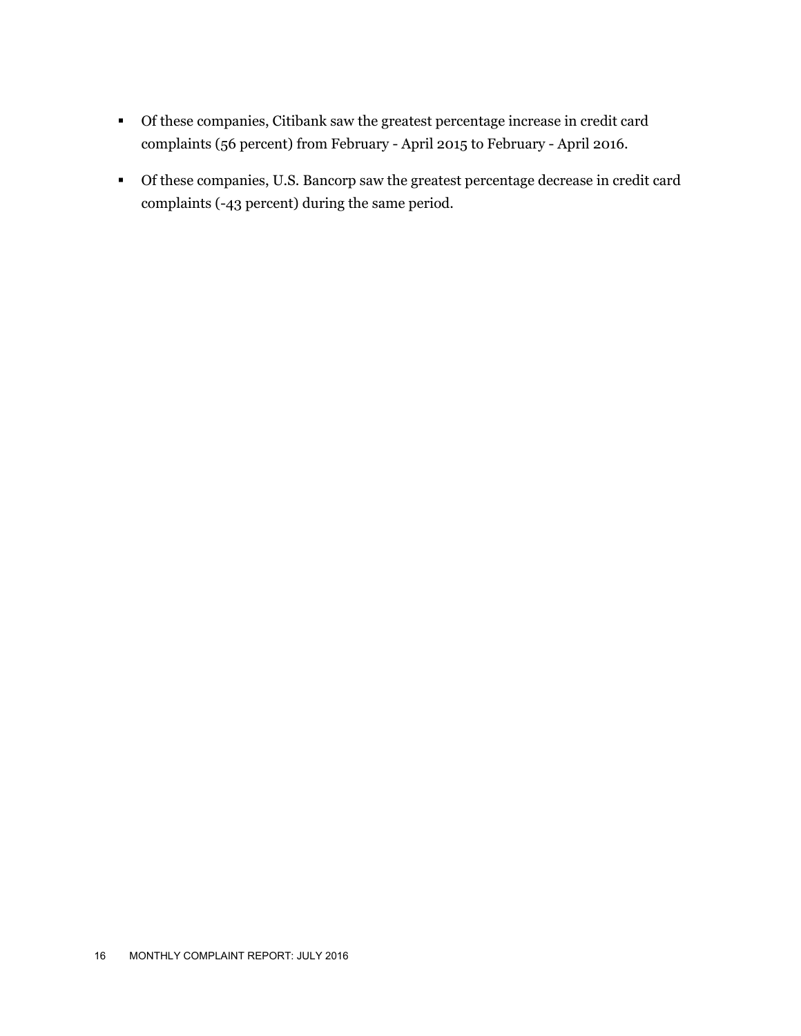- Of these companies, Citibank saw the greatest percentage increase in credit card complaints (56 percent) from February - April 2015 to February - April 2016.
- Of these companies, U.S. Bancorp saw the greatest percentage decrease in credit card complaints (-43 percent) during the same period.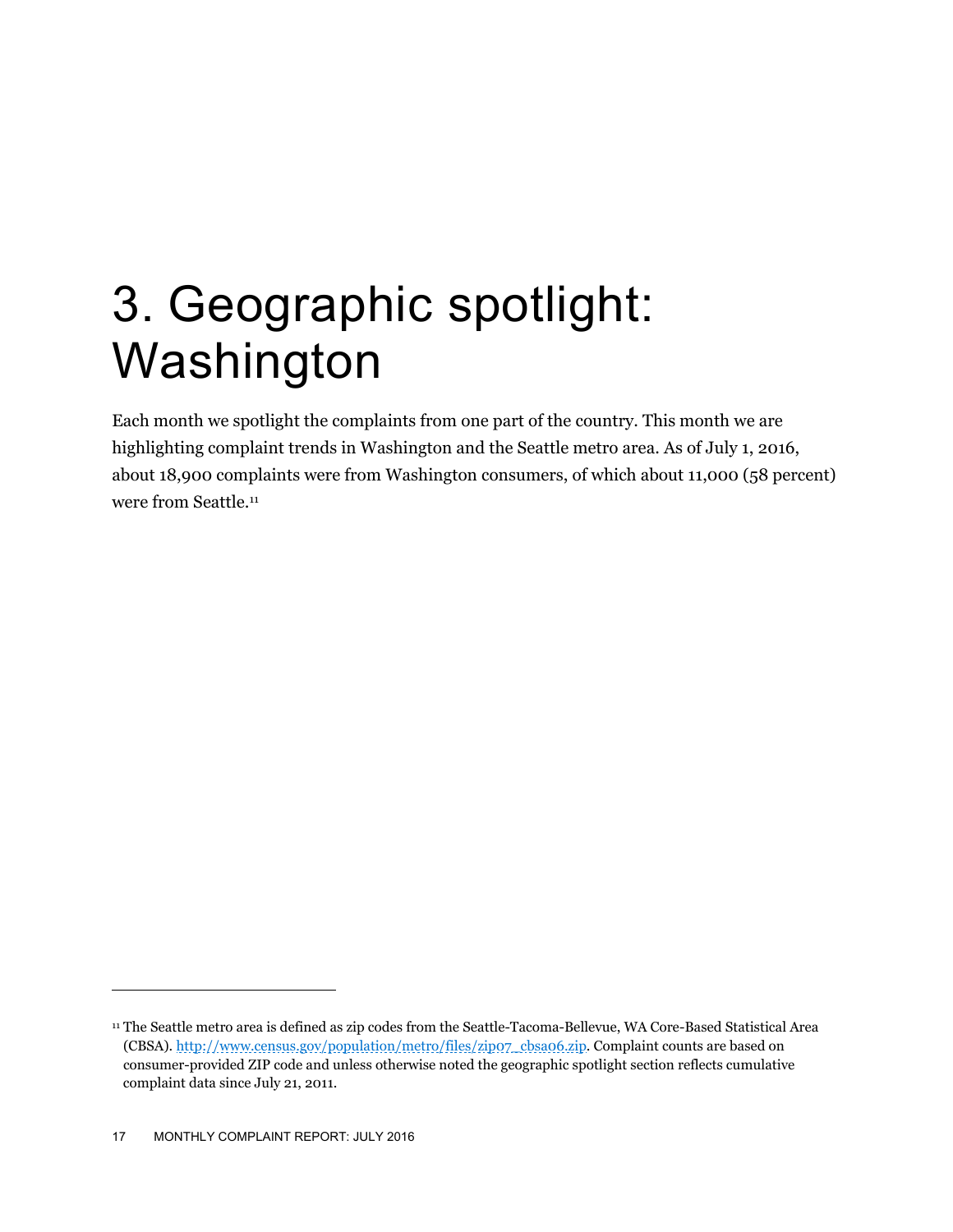# 3. Geographic spotlight: Washington

Each month we spotlight the complaints from one part of the country. This month we are highlighting complaint trends in Washington and the Seattle metro area. As of July 1, 2016, about 18,900 complaints were from Washington consumers, of which about 11,000 (58 percent) were from Seattle.[11]

[11] The Seattle metro area is defined as zip codes from the Seattle-Tacoma-Bellevue, WA Core-Based Statistical Area (CBSA). http://www.census.gov/population/metro/files/zip07_cbsa06.zip. Complaint counts are based on consumer-provided ZIP code and unless otherwise noted the geographic spotlight section reflects cumulative complaint data since July 21, 2011.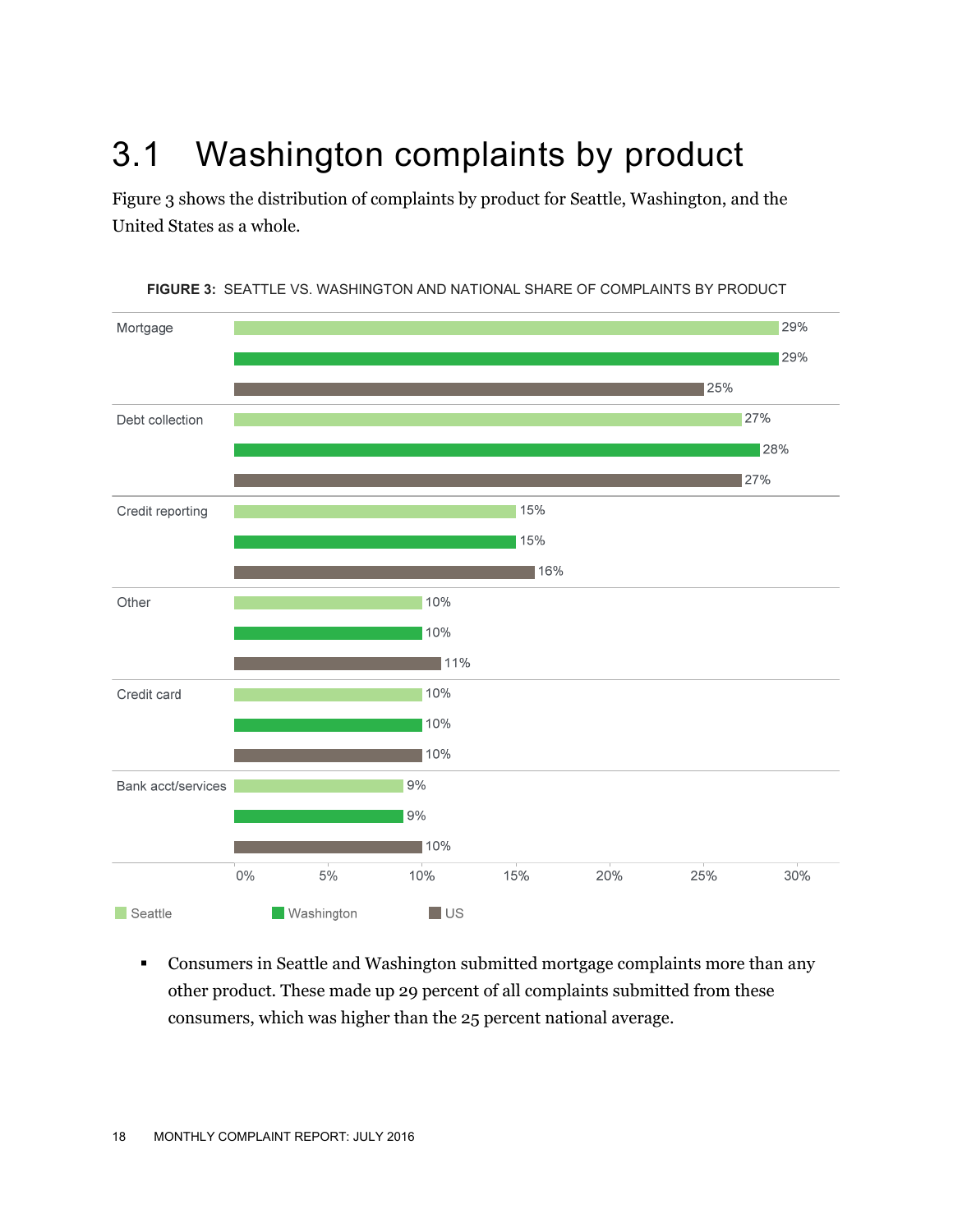# 3.1 Washington complaints by product

Figure 3 shows the distribution of complaints by product for Seattle, Washington, and the United States as a whole.

**FIGURE 3:** SEATTLE VS. WASHINGTON AND NATIONAL SHARE OF COMPLAINTS BY PRODUCT

| Product | Seattle | Washington | US |
| --- | --- | --- | --- |
| Mortgage | 29% | 29% | 25% |
| Debt collection | 27% | 28% | 27% |
| Credit reporting | 15% | 15% | 16% |
| Other | 10% | 10% | 11% |
| Credit card | 10% | 10% | 10% |
| Bank acct/services | 9% | 9% | 10% |

- Consumers in Seattle and Washington submitted mortgage complaints more than any other product. These made up 29 percent of all complaints submitted from these consumers, which was higher than the 25 percent national average.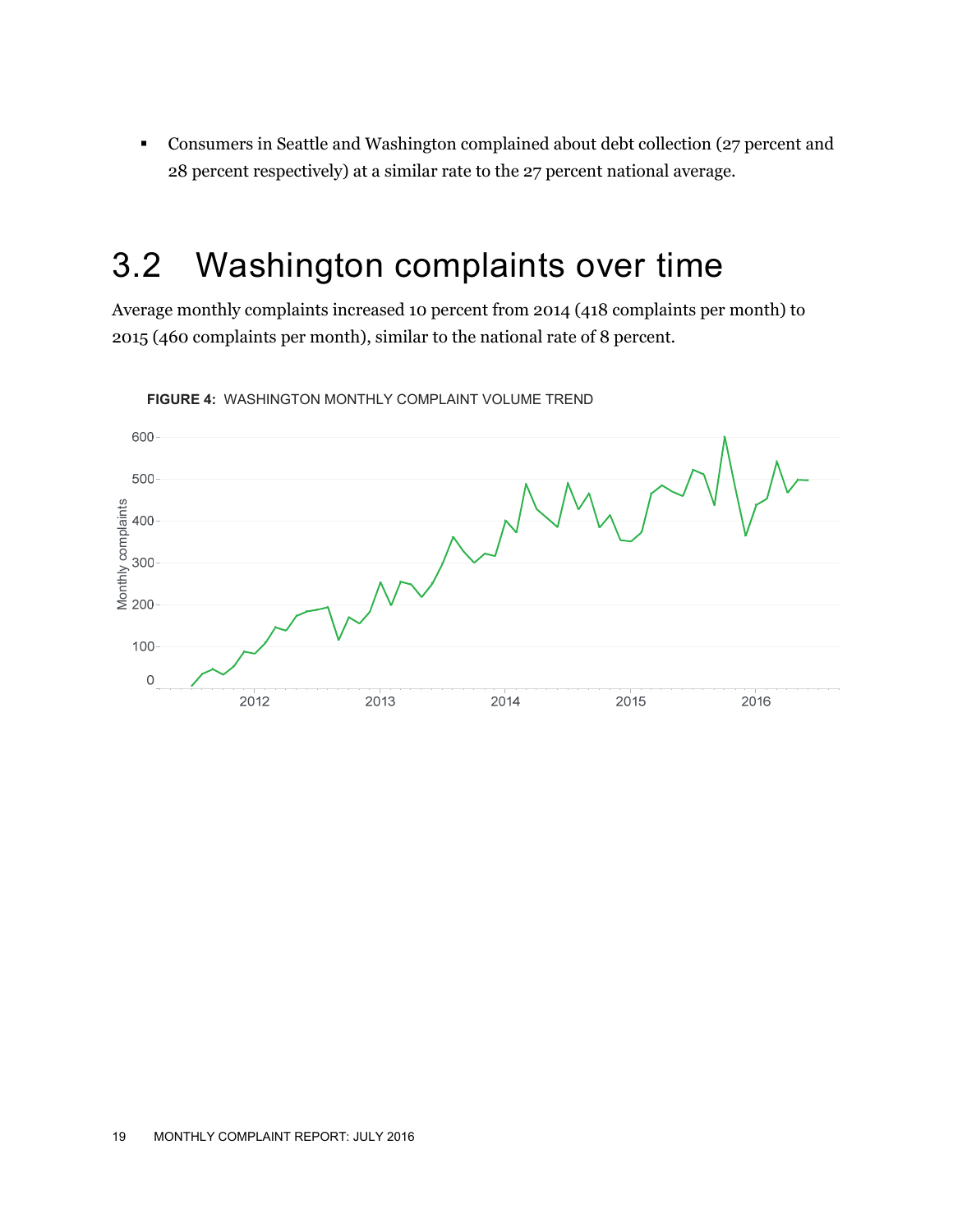- Consumers in Seattle and Washington complained about debt collection (27 percent and 28 percent respectively) at a similar rate to the 27 percent national average.

## 3.2 Washington complaints over time

Average monthly complaints increased 10 percent from 2014 (418 complaints per month) to 2015 (460 complaints per month), similar to the national rate of 8 percent.

**FIGURE 4:** WASHINGTON MONTHLY COMPLAINT VOLUME TREND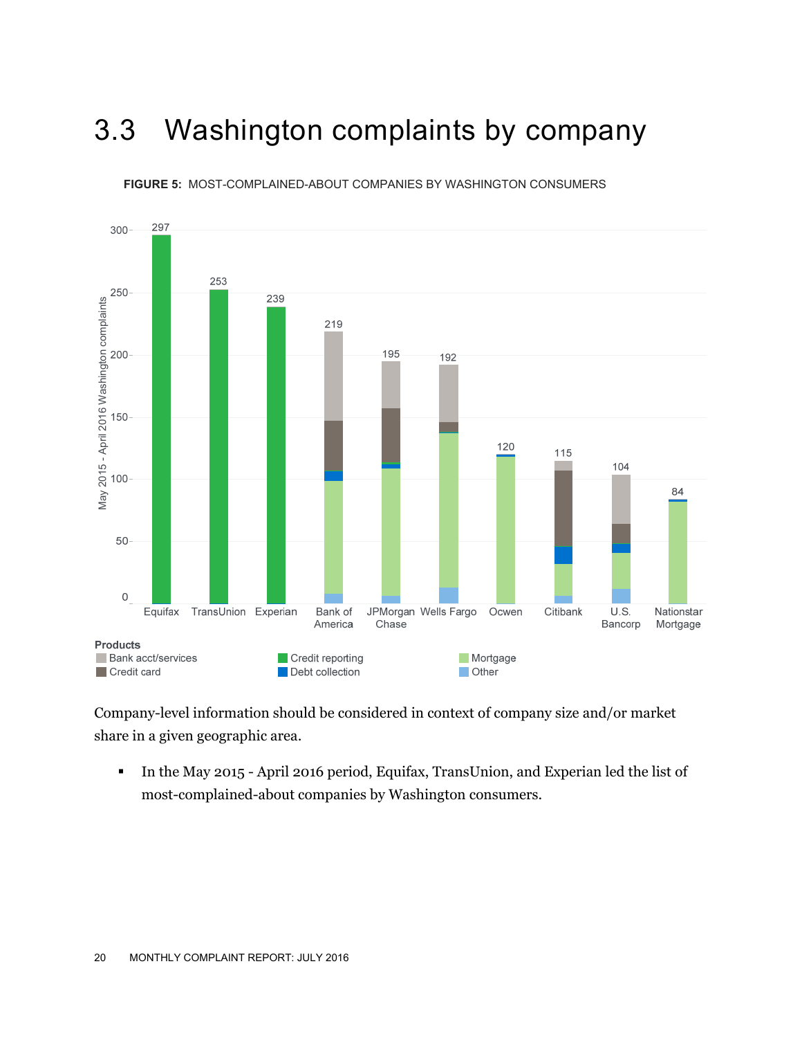# 3.3 Washington complaints by company

**FIGURE 5:** MOST-COMPLAINED-ABOUT COMPANIES BY WASHINGTON CONSUMERS

| Company | Complaints |
|---|---|
| Equifax | 297 |
| TransUnion | 253 |
| Experian | 239 |
| Bank of America | 219 |
| JPMorgan Chase | 195 |
| Wells Fargo | 192 |
| Ocwen | 120 |
| Citibank | 115 |
| U.S. Bancorp | 104 |
| Nationstar Mortgage | 84 |

Y-axis: May 2015 - April 2016 Washington complaints

Products: Bank acct/services, Credit card, Credit reporting, Debt collection, Mortgage, Other

Company-level information should be considered in context of company size and/or market share in a given geographic area.

- In the May 2015 - April 2016 period, Equifax, TransUnion, and Experian led the list of most-complained-about companies by Washington consumers.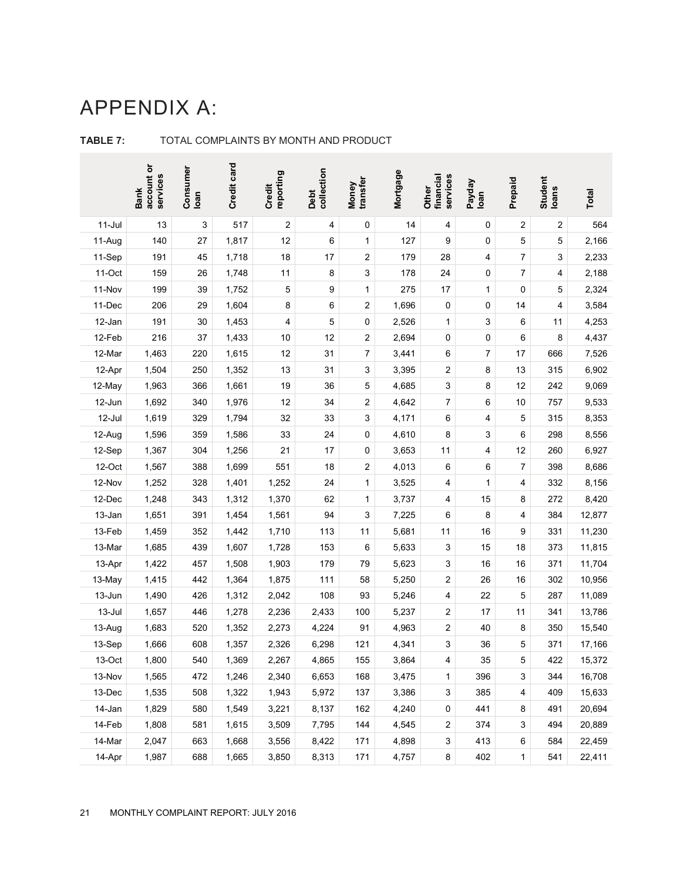# APPENDIX A:

**TABLE 7:** TOTAL COMPLAINTS BY MONTH AND PRODUCT

| | Bank account or services | Consumer loan | Credit card | Credit reporting | Debt collection | Money transfer | Mortgage | Other financial services | Payday loan | Prepaid | Student loans | Total |
|---|---|---|---|---|---|---|---|---|---|---|---|---|
| 11-Jul | 13 | 3 | 517 | 2 | 4 | 0 | 14 | 4 | 0 | 2 | 2 | 564 |
| 11-Aug | 140 | 27 | 1,817 | 12 | 6 | 1 | 127 | 9 | 0 | 5 | 5 | 2,166 |
| 11-Sep | 191 | 45 | 1,718 | 18 | 17 | 2 | 179 | 28 | 4 | 7 | 3 | 2,233 |
| 11-Oct | 159 | 26 | 1,748 | 11 | 8 | 3 | 178 | 24 | 0 | 7 | 4 | 2,188 |
| 11-Nov | 199 | 39 | 1,752 | 5 | 9 | 1 | 275 | 17 | 1 | 0 | 5 | 2,324 |
| 11-Dec | 206 | 29 | 1,604 | 8 | 6 | 2 | 1,696 | 0 | 0 | 14 | 4 | 3,584 |
| 12-Jan | 191 | 30 | 1,453 | 4 | 5 | 0 | 2,526 | 1 | 3 | 6 | 11 | 4,253 |
| 12-Feb | 216 | 37 | 1,433 | 10 | 12 | 2 | 2,694 | 0 | 0 | 6 | 8 | 4,437 |
| 12-Mar | 1,463 | 220 | 1,615 | 12 | 31 | 7 | 3,441 | 6 | 7 | 17 | 666 | 7,526 |
| 12-Apr | 1,504 | 250 | 1,352 | 13 | 31 | 3 | 3,395 | 2 | 8 | 13 | 315 | 6,902 |
| 12-May | 1,963 | 366 | 1,661 | 19 | 36 | 5 | 4,685 | 3 | 8 | 12 | 242 | 9,069 |
| 12-Jun | 1,692 | 340 | 1,976 | 12 | 34 | 2 | 4,642 | 7 | 6 | 10 | 757 | 9,533 |
| 12-Jul | 1,619 | 329 | 1,794 | 32 | 33 | 3 | 4,171 | 6 | 4 | 5 | 315 | 8,353 |
| 12-Aug | 1,596 | 359 | 1,586 | 33 | 24 | 0 | 4,610 | 8 | 3 | 6 | 298 | 8,556 |
| 12-Sep | 1,367 | 304 | 1,256 | 21 | 17 | 0 | 3,653 | 11 | 4 | 12 | 260 | 6,927 |
| 12-Oct | 1,567 | 388 | 1,699 | 551 | 18 | 2 | 4,013 | 6 | 6 | 7 | 398 | 8,686 |
| 12-Nov | 1,252 | 328 | 1,401 | 1,252 | 24 | 1 | 3,525 | 4 | 1 | 4 | 332 | 8,156 |
| 12-Dec | 1,248 | 343 | 1,312 | 1,370 | 62 | 1 | 3,737 | 4 | 15 | 8 | 272 | 8,420 |
| 13-Jan | 1,651 | 391 | 1,454 | 1,561 | 94 | 3 | 7,225 | 6 | 8 | 4 | 384 | 12,877 |
| 13-Feb | 1,459 | 352 | 1,442 | 1,710 | 113 | 11 | 5,681 | 11 | 16 | 9 | 331 | 11,230 |
| 13-Mar | 1,685 | 439 | 1,607 | 1,728 | 153 | 6 | 5,633 | 3 | 15 | 18 | 373 | 11,815 |
| 13-Apr | 1,422 | 457 | 1,508 | 1,903 | 179 | 79 | 5,623 | 3 | 16 | 16 | 371 | 11,704 |
| 13-May | 1,415 | 442 | 1,364 | 1,875 | 111 | 58 | 5,250 | 2 | 26 | 16 | 302 | 10,956 |
| 13-Jun | 1,490 | 426 | 1,312 | 2,042 | 108 | 93 | 5,246 | 4 | 22 | 5 | 287 | 11,089 |
| 13-Jul | 1,657 | 446 | 1,278 | 2,236 | 2,433 | 100 | 5,237 | 2 | 17 | 11 | 341 | 13,786 |
| 13-Aug | 1,683 | 520 | 1,352 | 2,273 | 4,224 | 91 | 4,963 | 2 | 40 | 8 | 350 | 15,540 |
| 13-Sep | 1,666 | 608 | 1,357 | 2,326 | 6,298 | 121 | 4,341 | 3 | 36 | 5 | 371 | 17,166 |
| 13-Oct | 1,800 | 540 | 1,369 | 2,267 | 4,865 | 155 | 3,864 | 4 | 35 | 5 | 422 | 15,372 |
| 13-Nov | 1,565 | 472 | 1,246 | 2,340 | 6,653 | 168 | 3,475 | 1 | 396 | 3 | 344 | 16,708 |
| 13-Dec | 1,535 | 508 | 1,322 | 1,943 | 5,972 | 137 | 3,386 | 3 | 385 | 4 | 409 | 15,633 |
| 14-Jan | 1,829 | 580 | 1,549 | 3,221 | 8,137 | 162 | 4,240 | 0 | 441 | 8 | 491 | 20,694 |
| 14-Feb | 1,808 | 581 | 1,615 | 3,509 | 7,795 | 144 | 4,545 | 2 | 374 | 3 | 494 | 20,889 |
| 14-Mar | 2,047 | 663 | 1,668 | 3,556 | 8,422 | 171 | 4,898 | 3 | 413 | 6 | 584 | 22,459 |
| 14-Apr | 1,987 | 688 | 1,665 | 3,850 | 8,313 | 171 | 4,757 | 8 | 402 | 1 | 541 | 22,411 |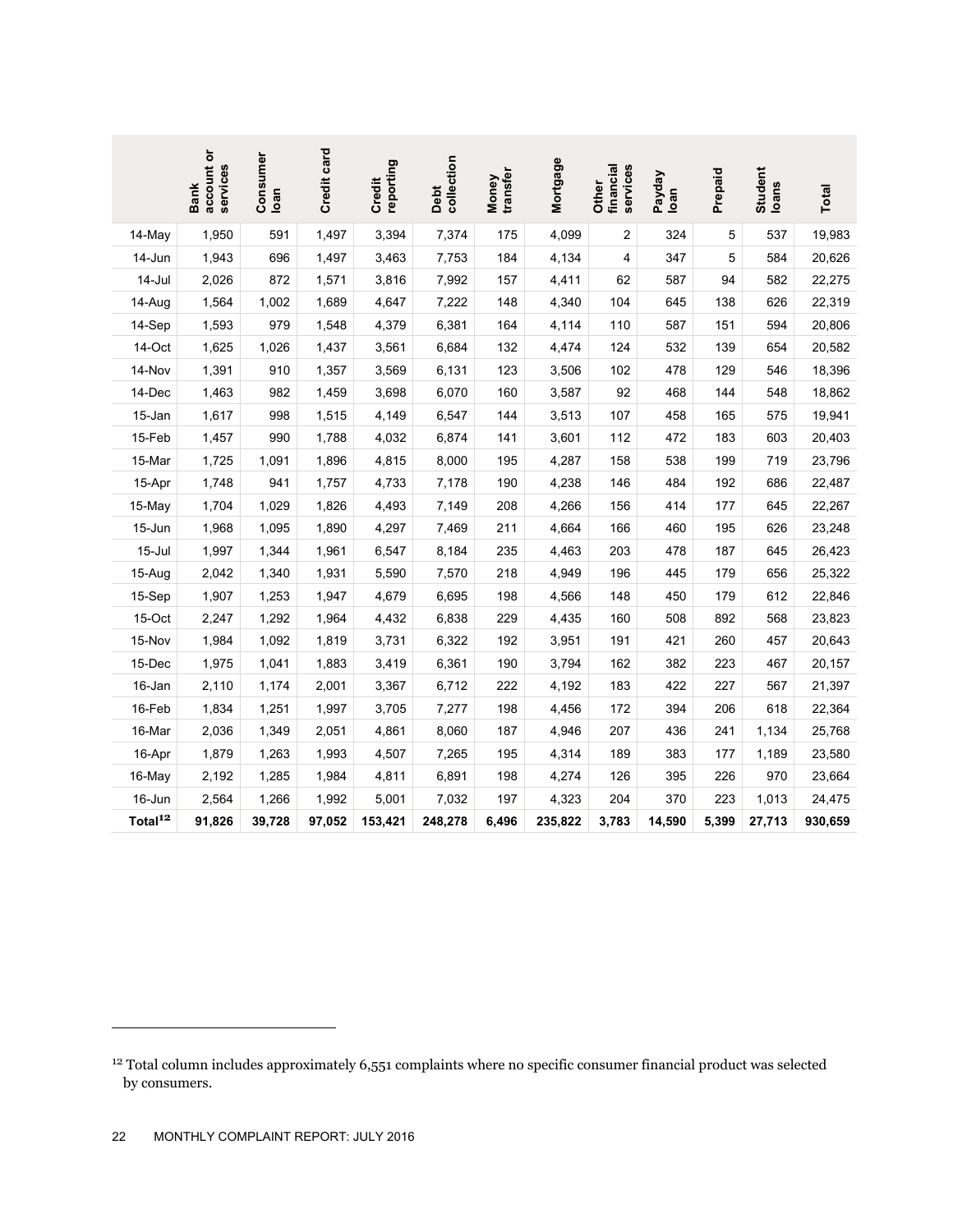| | Bank account or services | Consumer loan | Credit card | Credit reporting | Debt collection | Money transfer | Mortgage | Other financial services | Payday loan | Prepaid | Student loans | Total |
|---|---|---|---|---|---|---|---|---|---|---|---|---|
| 14-May | 1,950 | 591 | 1,497 | 3,394 | 7,374 | 175 | 4,099 | 2 | 324 | 5 | 537 | 19,983 |
| 14-Jun | 1,943 | 696 | 1,497 | 3,463 | 7,753 | 184 | 4,134 | 4 | 347 | 5 | 584 | 20,626 |
| 14-Jul | 2,026 | 872 | 1,571 | 3,816 | 7,992 | 157 | 4,411 | 62 | 587 | 94 | 582 | 22,275 |
| 14-Aug | 1,564 | 1,002 | 1,689 | 4,647 | 7,222 | 148 | 4,340 | 104 | 645 | 138 | 626 | 22,319 |
| 14-Sep | 1,593 | 979 | 1,548 | 4,379 | 6,381 | 164 | 4,114 | 110 | 587 | 151 | 594 | 20,806 |
| 14-Oct | 1,625 | 1,026 | 1,437 | 3,561 | 6,684 | 132 | 4,474 | 124 | 532 | 139 | 654 | 20,582 |
| 14-Nov | 1,391 | 910 | 1,357 | 3,569 | 6,131 | 123 | 3,506 | 102 | 478 | 129 | 546 | 18,396 |
| 14-Dec | 1,463 | 982 | 1,459 | 3,698 | 6,070 | 160 | 3,587 | 92 | 468 | 144 | 548 | 18,862 |
| 15-Jan | 1,617 | 998 | 1,515 | 4,149 | 6,547 | 144 | 3,513 | 107 | 458 | 165 | 575 | 19,941 |
| 15-Feb | 1,457 | 990 | 1,788 | 4,032 | 6,874 | 141 | 3,601 | 112 | 472 | 183 | 603 | 20,403 |
| 15-Mar | 1,725 | 1,091 | 1,896 | 4,815 | 8,000 | 195 | 4,287 | 158 | 538 | 199 | 719 | 23,796 |
| 15-Apr | 1,748 | 941 | 1,757 | 4,733 | 7,178 | 190 | 4,238 | 146 | 484 | 192 | 686 | 22,487 |
| 15-May | 1,704 | 1,029 | 1,826 | 4,493 | 7,149 | 208 | 4,266 | 156 | 414 | 177 | 645 | 22,267 |
| 15-Jun | 1,968 | 1,095 | 1,890 | 4,297 | 7,469 | 211 | 4,664 | 166 | 460 | 195 | 626 | 23,248 |
| 15-Jul | 1,997 | 1,344 | 1,961 | 6,547 | 8,184 | 235 | 4,463 | 203 | 478 | 187 | 645 | 26,423 |
| 15-Aug | 2,042 | 1,340 | 1,931 | 5,590 | 7,570 | 218 | 4,949 | 196 | 445 | 179 | 656 | 25,322 |
| 15-Sep | 1,907 | 1,253 | 1,947 | 4,679 | 6,695 | 198 | 4,566 | 148 | 450 | 179 | 612 | 22,846 |
| 15-Oct | 2,247 | 1,292 | 1,964 | 4,432 | 6,838 | 229 | 4,435 | 160 | 508 | 892 | 568 | 23,823 |
| 15-Nov | 1,984 | 1,092 | 1,819 | 3,731 | 6,322 | 192 | 3,951 | 191 | 421 | 260 | 457 | 20,643 |
| 15-Dec | 1,975 | 1,041 | 1,883 | 3,419 | 6,361 | 190 | 3,794 | 162 | 382 | 223 | 467 | 20,157 |
| 16-Jan | 2,110 | 1,174 | 2,001 | 3,367 | 6,712 | 222 | 4,192 | 183 | 422 | 227 | 567 | 21,397 |
| 16-Feb | 1,834 | 1,251 | 1,997 | 3,705 | 7,277 | 198 | 4,456 | 172 | 394 | 206 | 618 | 22,364 |
| 16-Mar | 2,036 | 1,349 | 2,051 | 4,861 | 8,060 | 187 | 4,946 | 207 | 436 | 241 | 1,134 | 25,768 |
| 16-Apr | 1,879 | 1,263 | 1,993 | 4,507 | 7,265 | 195 | 4,314 | 189 | 383 | 177 | 1,189 | 23,580 |
| 16-May | 2,192 | 1,285 | 1,984 | 4,811 | 6,891 | 198 | 4,274 | 126 | 395 | 226 | 970 | 23,664 |
| 16-Jun | 2,564 | 1,266 | 1,992 | 5,001 | 7,032 | 197 | 4,323 | 204 | 370 | 223 | 1,013 | 24,475 |
| **Total[12]** | **91,826** | **39,728** | **97,052** | **153,421** | **248,278** | **6,496** | **235,822** | **3,783** | **14,590** | **5,399** | **27,713** | **930,659** |

[12] Total column includes approximately 6,551 complaints where no specific consumer financial product was selected by consumers.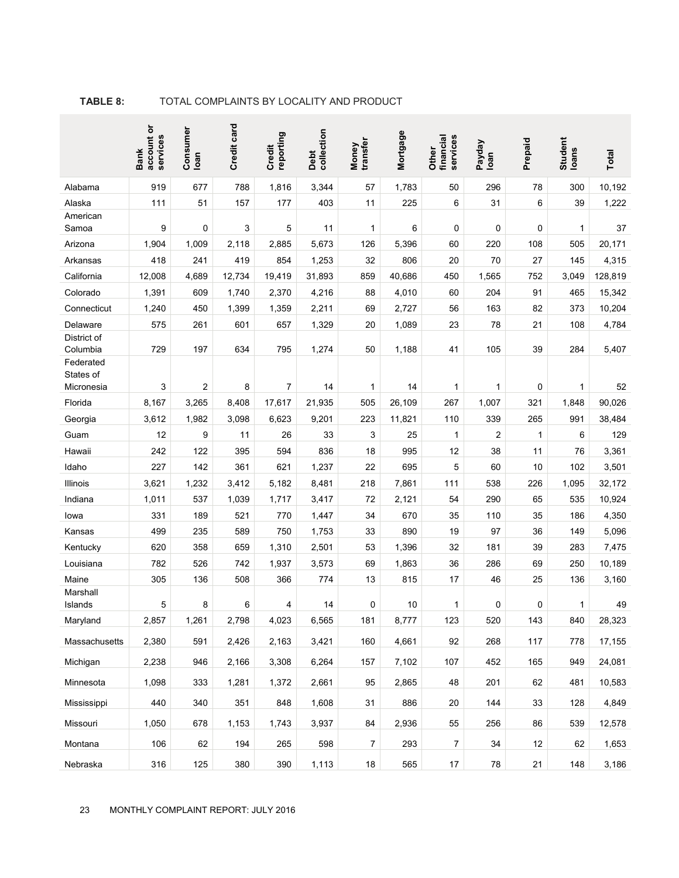**TABLE 8:** TOTAL COMPLAINTS BY LOCALITY AND PRODUCT

| | Bank account or services | Consumer loan | Credit card | Credit reporting | Debt collection | Money transfer | Mortgage | Other financial services | Payday loan | Prepaid | Student loans | Total |
|---|---|---|---|---|---|---|---|---|---|---|---|---|
| Alabama | 919 | 677 | 788 | 1,816 | 3,344 | 57 | 1,783 | 50 | 296 | 78 | 300 | 10,192 |
| Alaska | 111 | 51 | 157 | 177 | 403 | 11 | 225 | 6 | 31 | 6 | 39 | 1,222 |
| American Samoa | 9 | 0 | 3 | 5 | 11 | 1 | 6 | 0 | 0 | 0 | 1 | 37 |
| Arizona | 1,904 | 1,009 | 2,118 | 2,885 | 5,673 | 126 | 5,396 | 60 | 220 | 108 | 505 | 20,171 |
| Arkansas | 418 | 241 | 419 | 854 | 1,253 | 32 | 806 | 20 | 70 | 27 | 145 | 4,315 |
| California | 12,008 | 4,689 | 12,734 | 19,419 | 31,893 | 859 | 40,686 | 450 | 1,565 | 752 | 3,049 | 128,819 |
| Colorado | 1,391 | 609 | 1,740 | 2,370 | 4,216 | 88 | 4,010 | 60 | 204 | 91 | 465 | 15,342 |
| Connecticut | 1,240 | 450 | 1,399 | 1,359 | 2,211 | 69 | 2,727 | 56 | 163 | 82 | 373 | 10,204 |
| Delaware | 575 | 261 | 601 | 657 | 1,329 | 20 | 1,089 | 23 | 78 | 21 | 108 | 4,784 |
| District of Columbia | 729 | 197 | 634 | 795 | 1,274 | 50 | 1,188 | 41 | 105 | 39 | 284 | 5,407 |
| Federated States of Micronesia | 3 | 2 | 8 | 7 | 14 | 1 | 14 | 1 | 1 | 0 | 1 | 52 |
| Florida | 8,167 | 3,265 | 8,408 | 17,617 | 21,935 | 505 | 26,109 | 267 | 1,007 | 321 | 1,848 | 90,026 |
| Georgia | 3,612 | 1,982 | 3,098 | 6,623 | 9,201 | 223 | 11,821 | 110 | 339 | 265 | 991 | 38,484 |
| Guam | 12 | 9 | 11 | 26 | 33 | 3 | 25 | 1 | 2 | 1 | 6 | 129 |
| Hawaii | 242 | 122 | 395 | 594 | 836 | 18 | 995 | 12 | 38 | 11 | 76 | 3,361 |
| Idaho | 227 | 142 | 361 | 621 | 1,237 | 22 | 695 | 5 | 60 | 10 | 102 | 3,501 |
| Illinois | 3,621 | 1,232 | 3,412 | 5,182 | 8,481 | 218 | 7,861 | 111 | 538 | 226 | 1,095 | 32,172 |
| Indiana | 1,011 | 537 | 1,039 | 1,717 | 3,417 | 72 | 2,121 | 54 | 290 | 65 | 535 | 10,924 |
| Iowa | 331 | 189 | 521 | 770 | 1,447 | 34 | 670 | 35 | 110 | 35 | 186 | 4,350 |
| Kansas | 499 | 235 | 589 | 750 | 1,753 | 33 | 890 | 19 | 97 | 36 | 149 | 5,096 |
| Kentucky | 620 | 358 | 659 | 1,310 | 2,501 | 53 | 1,396 | 32 | 181 | 39 | 283 | 7,475 |
| Louisiana | 782 | 526 | 742 | 1,937 | 3,573 | 69 | 1,863 | 36 | 286 | 69 | 250 | 10,189 |
| Maine | 305 | 136 | 508 | 366 | 774 | 13 | 815 | 17 | 46 | 25 | 136 | 3,160 |
| Marshall Islands | 5 | 8 | 6 | 4 | 14 | 0 | 10 | 1 | 0 | 0 | 1 | 49 |
| Maryland | 2,857 | 1,261 | 2,798 | 4,023 | 6,565 | 181 | 8,777 | 123 | 520 | 143 | 840 | 28,323 |
| Massachusetts | 2,380 | 591 | 2,426 | 2,163 | 3,421 | 160 | 4,661 | 92 | 268 | 117 | 778 | 17,155 |
| Michigan | 2,238 | 946 | 2,166 | 3,308 | 6,264 | 157 | 7,102 | 107 | 452 | 165 | 949 | 24,081 |
| Minnesota | 1,098 | 333 | 1,281 | 1,372 | 2,661 | 95 | 2,865 | 48 | 201 | 62 | 481 | 10,583 |
| Mississippi | 440 | 340 | 351 | 848 | 1,608 | 31 | 886 | 20 | 144 | 33 | 128 | 4,849 |
| Missouri | 1,050 | 678 | 1,153 | 1,743 | 3,937 | 84 | 2,936 | 55 | 256 | 86 | 539 | 12,578 |
| Montana | 106 | 62 | 194 | 265 | 598 | 7 | 293 | 7 | 34 | 12 | 62 | 1,653 |
| Nebraska | 316 | 125 | 380 | 390 | 1,113 | 18 | 565 | 17 | 78 | 21 | 148 | 3,186 |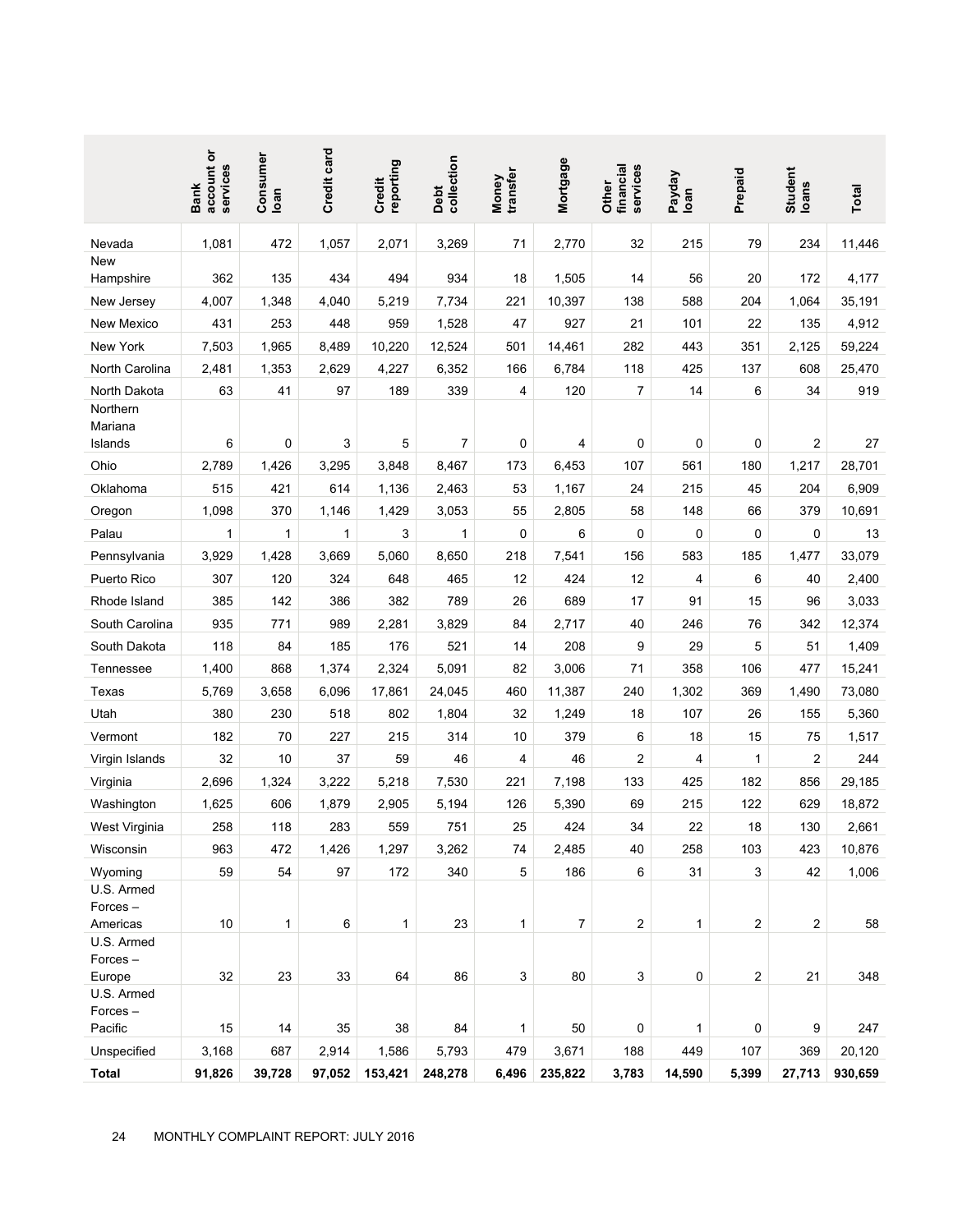| | Bank account or services | Consumer loan | Credit card | Credit reporting | Debt collection | Money transfer | Mortgage | Other financial services | Payday loan | Prepaid | Student loans | Total |
|---|---|---|---|---|---|---|---|---|---|---|---|---|
| Nevada | 1,081 | 472 | 1,057 | 2,071 | 3,269 | 71 | 2,770 | 32 | 215 | 79 | 234 | 11,446 |
| New Hampshire | 362 | 135 | 434 | 494 | 934 | 18 | 1,505 | 14 | 56 | 20 | 172 | 4,177 |
| New Jersey | 4,007 | 1,348 | 4,040 | 5,219 | 7,734 | 221 | 10,397 | 138 | 588 | 204 | 1,064 | 35,191 |
| New Mexico | 431 | 253 | 448 | 959 | 1,528 | 47 | 927 | 21 | 101 | 22 | 135 | 4,912 |
| New York | 7,503 | 1,965 | 8,489 | 10,220 | 12,524 | 501 | 14,461 | 282 | 443 | 351 | 2,125 | 59,224 |
| North Carolina | 2,481 | 1,353 | 2,629 | 4,227 | 6,352 | 166 | 6,784 | 118 | 425 | 137 | 608 | 25,470 |
| North Dakota | 63 | 41 | 97 | 189 | 339 | 4 | 120 | 7 | 14 | 6 | 34 | 919 |
| Northern Mariana Islands | 6 | 0 | 3 | 5 | 7 | 0 | 4 | 0 | 0 | 0 | 2 | 27 |
| Ohio | 2,789 | 1,426 | 3,295 | 3,848 | 8,467 | 173 | 6,453 | 107 | 561 | 180 | 1,217 | 28,701 |
| Oklahoma | 515 | 421 | 614 | 1,136 | 2,463 | 53 | 1,167 | 24 | 215 | 45 | 204 | 6,909 |
| Oregon | 1,098 | 370 | 1,146 | 1,429 | 3,053 | 55 | 2,805 | 58 | 148 | 66 | 379 | 10,691 |
| Palau | 1 | 1 | 1 | 3 | 1 | 0 | 6 | 0 | 0 | 0 | 0 | 13 |
| Pennsylvania | 3,929 | 1,428 | 3,669 | 5,060 | 8,650 | 218 | 7,541 | 156 | 583 | 185 | 1,477 | 33,079 |
| Puerto Rico | 307 | 120 | 324 | 648 | 465 | 12 | 424 | 12 | 4 | 6 | 40 | 2,400 |
| Rhode Island | 385 | 142 | 386 | 382 | 789 | 26 | 689 | 17 | 91 | 15 | 96 | 3,033 |
| South Carolina | 935 | 771 | 989 | 2,281 | 3,829 | 84 | 2,717 | 40 | 246 | 76 | 342 | 12,374 |
| South Dakota | 118 | 84 | 185 | 176 | 521 | 14 | 208 | 9 | 29 | 5 | 51 | 1,409 |
| Tennessee | 1,400 | 868 | 1,374 | 2,324 | 5,091 | 82 | 3,006 | 71 | 358 | 106 | 477 | 15,241 |
| Texas | 5,769 | 3,658 | 6,096 | 17,861 | 24,045 | 460 | 11,387 | 240 | 1,302 | 369 | 1,490 | 73,080 |
| Utah | 380 | 230 | 518 | 802 | 1,804 | 32 | 1,249 | 18 | 107 | 26 | 155 | 5,360 |
| Vermont | 182 | 70 | 227 | 215 | 314 | 10 | 379 | 6 | 18 | 15 | 75 | 1,517 |
| Virgin Islands | 32 | 10 | 37 | 59 | 46 | 4 | 46 | 2 | 4 | 1 | 2 | 244 |
| Virginia | 2,696 | 1,324 | 3,222 | 5,218 | 7,530 | 221 | 7,198 | 133 | 425 | 182 | 856 | 29,185 |
| Washington | 1,625 | 606 | 1,879 | 2,905 | 5,194 | 126 | 5,390 | 69 | 215 | 122 | 629 | 18,872 |
| West Virginia | 258 | 118 | 283 | 559 | 751 | 25 | 424 | 34 | 22 | 18 | 130 | 2,661 |
| Wisconsin | 963 | 472 | 1,426 | 1,297 | 3,262 | 74 | 2,485 | 40 | 258 | 103 | 423 | 10,876 |
| Wyoming | 59 | 54 | 97 | 172 | 340 | 5 | 186 | 6 | 31 | 3 | 42 | 1,006 |
| U.S. Armed Forces – Americas | 10 | 1 | 6 | 1 | 23 | 1 | 7 | 2 | 1 | 2 | 2 | 58 |
| U.S. Armed Forces – Europe | 32 | 23 | 33 | 64 | 86 | 3 | 80 | 3 | 0 | 2 | 21 | 348 |
| U.S. Armed Forces – Pacific | 15 | 14 | 35 | 38 | 84 | 1 | 50 | 0 | 1 | 0 | 9 | 247 |
| Unspecified | 3,168 | 687 | 2,914 | 1,586 | 5,793 | 479 | 3,671 | 188 | 449 | 107 | 369 | 20,120 |
| **Total** | **91,826** | **39,728** | **97,052** | **153,421** | **248,278** | **6,496** | **235,822** | **3,783** | **14,590** | **5,399** | **27,713** | **930,659** |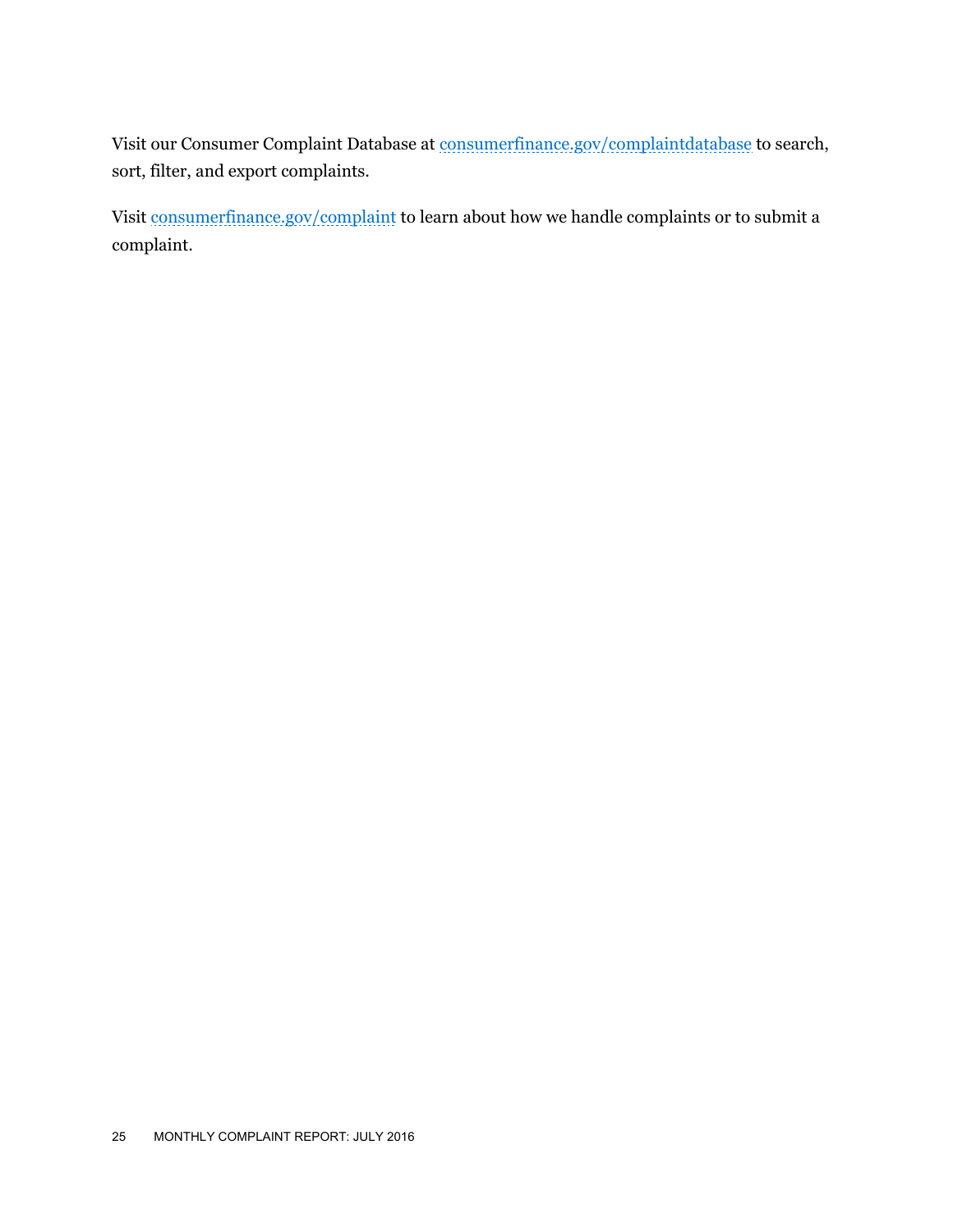Visit our Consumer Complaint Database at [consumerfinance.gov/complaintdatabase](consumerfinance.gov/complaintdatabase) to search, sort, filter, and export complaints.

Visit [consumerfinance.gov/complaint](consumerfinance.gov/complaint) to learn about how we handle complaints or to submit a complaint.